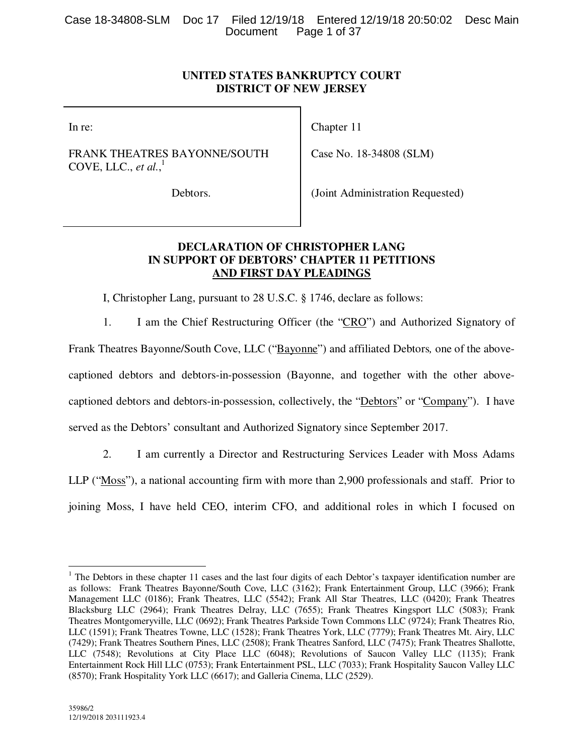**UNITED STATES BANKRUPTCY COURT**
**DISTRICT OF NEW JERSEY**

| | |
|---|---|
| In re:<br><br>FRANK THEATRES BAYONNE/SOUTH COVE, LLC., *et al.*,[1]<br><br>Debtors. | Chapter 11<br><br>Case No. 18-34808 (SLM)<br><br>(Joint Administration Requested) |

## DECLARATION OF CHRISTOPHER LANG IN SUPPORT OF DEBTORS' CHAPTER 11 PETITIONS AND FIRST DAY PLEADINGS

I, Christopher Lang, pursuant to 28 U.S.C. § 1746, declare as follows:

1. I am the Chief Restructuring Officer (the "CRO") and Authorized Signatory of Frank Theatres Bayonne/South Cove, LLC ("Bayonne") and affiliated Debtors*,* one of the above-captioned debtors and debtors-in-possession (Bayonne, and together with the other above-captioned debtors and debtors-in-possession, collectively, the "Debtors" or "Company"). I have served as the Debtors' consultant and Authorized Signatory since September 2017.

2. I am currently a Director and Restructuring Services Leader with Moss Adams LLP ("Moss"), a national accounting firm with more than 2,900 professionals and staff. Prior to joining Moss, I have held CEO, interim CFO, and additional roles in which I focused on

---

[1] The Debtors in these chapter 11 cases and the last four digits of each Debtor's taxpayer identification number are as follows: Frank Theatres Bayonne/South Cove, LLC (3162); Frank Entertainment Group, LLC (3966); Frank Management LLC (0186); Frank Theatres, LLC (5542); Frank All Star Theatres, LLC (0420); Frank Theatres Blacksburg LLC (2964); Frank Theatres Delray, LLC (7655); Frank Theatres Kingsport LLC (5083); Frank Theatres Montgomeryville, LLC (0692); Frank Theatres Parkside Town Commons LLC (9724); Frank Theatres Rio, LLC (1591); Frank Theatres Towne, LLC (1528); Frank Theatres York, LLC (7779); Frank Theatres Mt. Airy, LLC (7429); Frank Theatres Southern Pines, LLC (2508); Frank Theatres Sanford, LLC (7475); Frank Theatres Shallotte, LLC (7548); Revolutions at City Place LLC (6048); Revolutions of Saucon Valley LLC (1135); Frank Entertainment Rock Hill LLC (0753); Frank Entertainment PSL, LLC (7033); Frank Hospitality Saucon Valley LLC (8570); Frank Hospitality York LLC (6617); and Galleria Cinema, LLC (2529).

35986/2
12/19/2018 203111923.4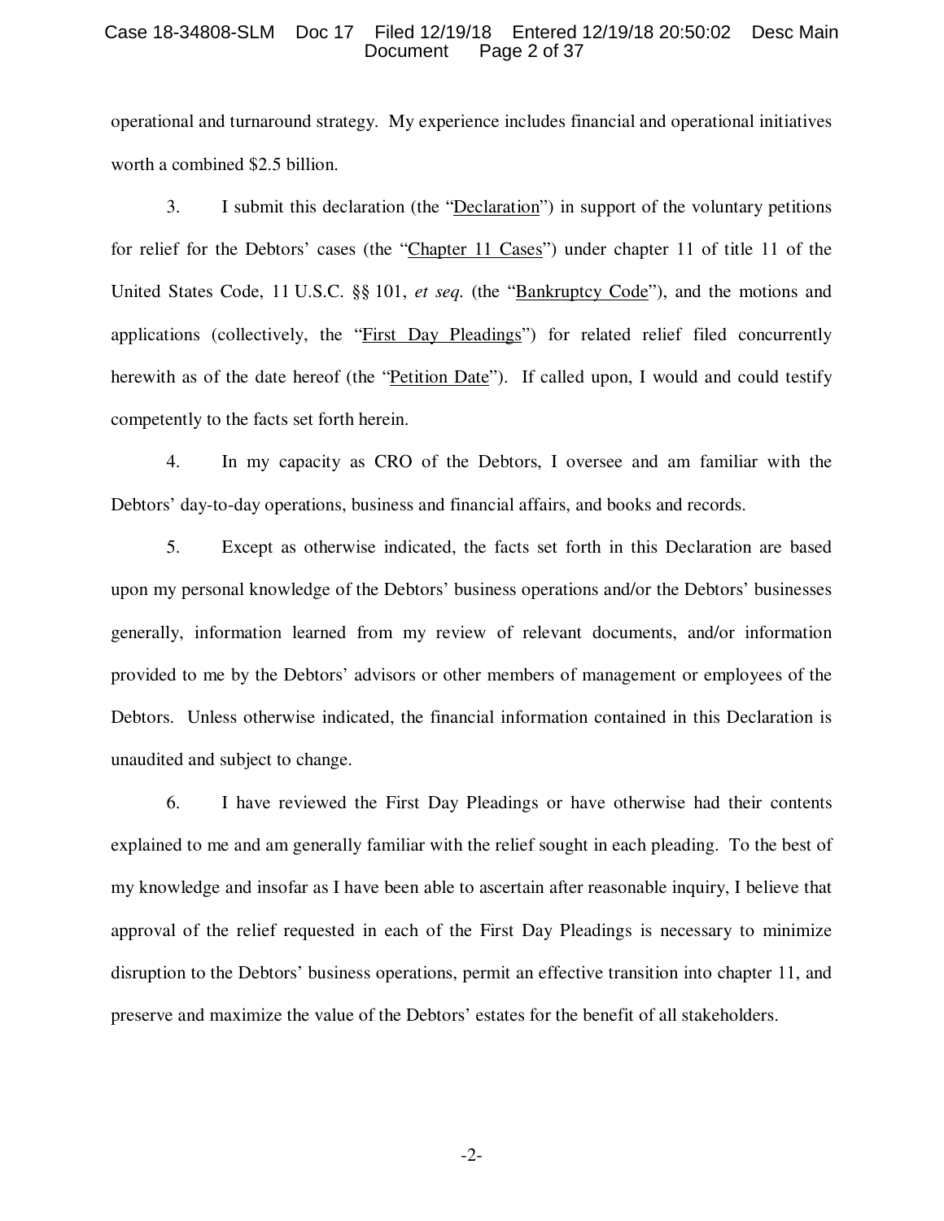operational and turnaround strategy. My experience includes financial and operational initiatives worth a combined $2.5 billion.

3. I submit this declaration (the "Declaration") in support of the voluntary petitions for relief for the Debtors' cases (the "Chapter 11 Cases") under chapter 11 of title 11 of the United States Code, 11 U.S.C. §§ 101, *et seq.* (the "Bankruptcy Code"), and the motions and applications (collectively, the "First Day Pleadings") for related relief filed concurrently herewith as of the date hereof (the "Petition Date"). If called upon, I would and could testify competently to the facts set forth herein.

4. In my capacity as CRO of the Debtors, I oversee and am familiar with the Debtors' day-to-day operations, business and financial affairs, and books and records.

5. Except as otherwise indicated, the facts set forth in this Declaration are based upon my personal knowledge of the Debtors' business operations and/or the Debtors' businesses generally, information learned from my review of relevant documents, and/or information provided to me by the Debtors' advisors or other members of management or employees of the Debtors. Unless otherwise indicated, the financial information contained in this Declaration is unaudited and subject to change.

6. I have reviewed the First Day Pleadings or have otherwise had their contents explained to me and am generally familiar with the relief sought in each pleading. To the best of my knowledge and insofar as I have been able to ascertain after reasonable inquiry, I believe that approval of the relief requested in each of the First Day Pleadings is necessary to minimize disruption to the Debtors' business operations, permit an effective transition into chapter 11, and preserve and maximize the value of the Debtors' estates for the benefit of all stakeholders.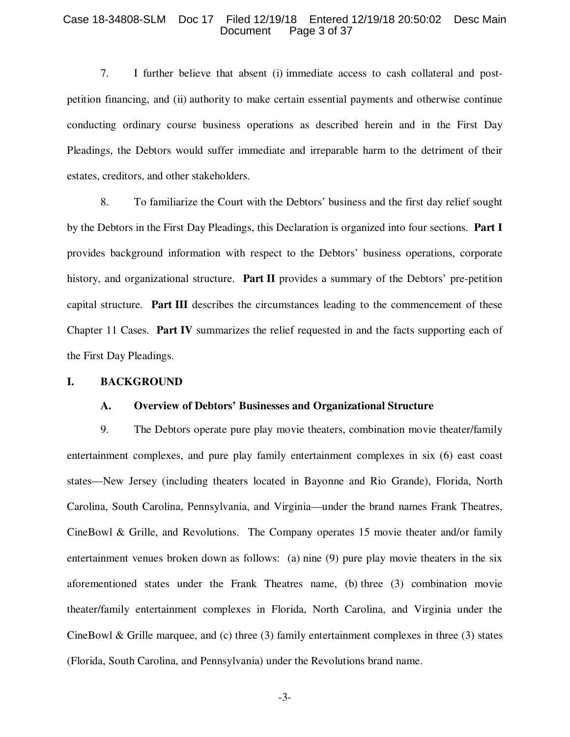7. I further believe that absent (i) immediate access to cash collateral and post-petition financing, and (ii) authority to make certain essential payments and otherwise continue conducting ordinary course business operations as described herein and in the First Day Pleadings, the Debtors would suffer immediate and irreparable harm to the detriment of their estates, creditors, and other stakeholders.

8. To familiarize the Court with the Debtors' business and the first day relief sought by the Debtors in the First Day Pleadings, this Declaration is organized into four sections. **Part I** provides background information with respect to the Debtors' business operations, corporate history, and organizational structure. **Part II** provides a summary of the Debtors' pre-petition capital structure. **Part III** describes the circumstances leading to the commencement of these Chapter 11 Cases. **Part IV** summarizes the relief requested in and the facts supporting each of the First Day Pleadings.

## I. BACKGROUND

### A. Overview of Debtors' Businesses and Organizational Structure

9. The Debtors operate pure play movie theaters, combination movie theater/family entertainment complexes, and pure play family entertainment complexes in six (6) east coast states—New Jersey (including theaters located in Bayonne and Rio Grande), Florida, North Carolina, South Carolina, Pennsylvania, and Virginia—under the brand names Frank Theatres, CineBowl & Grille, and Revolutions. The Company operates 15 movie theater and/or family entertainment venues broken down as follows: (a) nine (9) pure play movie theaters in the six aforementioned states under the Frank Theatres name, (b) three (3) combination movie theater/family entertainment complexes in Florida, North Carolina, and Virginia under the CineBowl & Grille marquee, and (c) three (3) family entertainment complexes in three (3) states (Florida, South Carolina, and Pennsylvania) under the Revolutions brand name.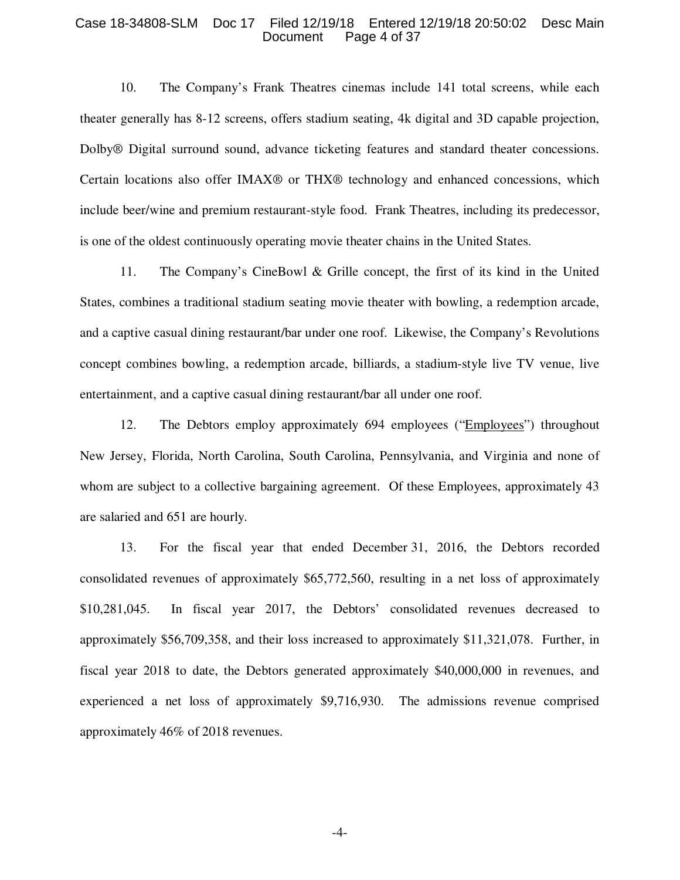10. The Company's Frank Theatres cinemas include 141 total screens, while each theater generally has 8-12 screens, offers stadium seating, 4k digital and 3D capable projection, Dolby® Digital surround sound, advance ticketing features and standard theater concessions. Certain locations also offer IMAX® or THX® technology and enhanced concessions, which include beer/wine and premium restaurant-style food. Frank Theatres, including its predecessor, is one of the oldest continuously operating movie theater chains in the United States.

11. The Company's CineBowl & Grille concept, the first of its kind in the United States, combines a traditional stadium seating movie theater with bowling, a redemption arcade, and a captive casual dining restaurant/bar under one roof. Likewise, the Company's Revolutions concept combines bowling, a redemption arcade, billiards, a stadium-style live TV venue, live entertainment, and a captive casual dining restaurant/bar all under one roof.

12. The Debtors employ approximately 694 employees ("Employees") throughout New Jersey, Florida, North Carolina, South Carolina, Pennsylvania, and Virginia and none of whom are subject to a collective bargaining agreement. Of these Employees, approximately 43 are salaried and 651 are hourly.

13. For the fiscal year that ended December 31, 2016, the Debtors recorded consolidated revenues of approximately $65,772,560, resulting in a net loss of approximately $10,281,045. In fiscal year 2017, the Debtors' consolidated revenues decreased to approximately $56,709,358, and their loss increased to approximately $11,321,078. Further, in fiscal year 2018 to date, the Debtors generated approximately $40,000,000 in revenues, and experienced a net loss of approximately $9,716,930. The admissions revenue comprised approximately 46% of 2018 revenues.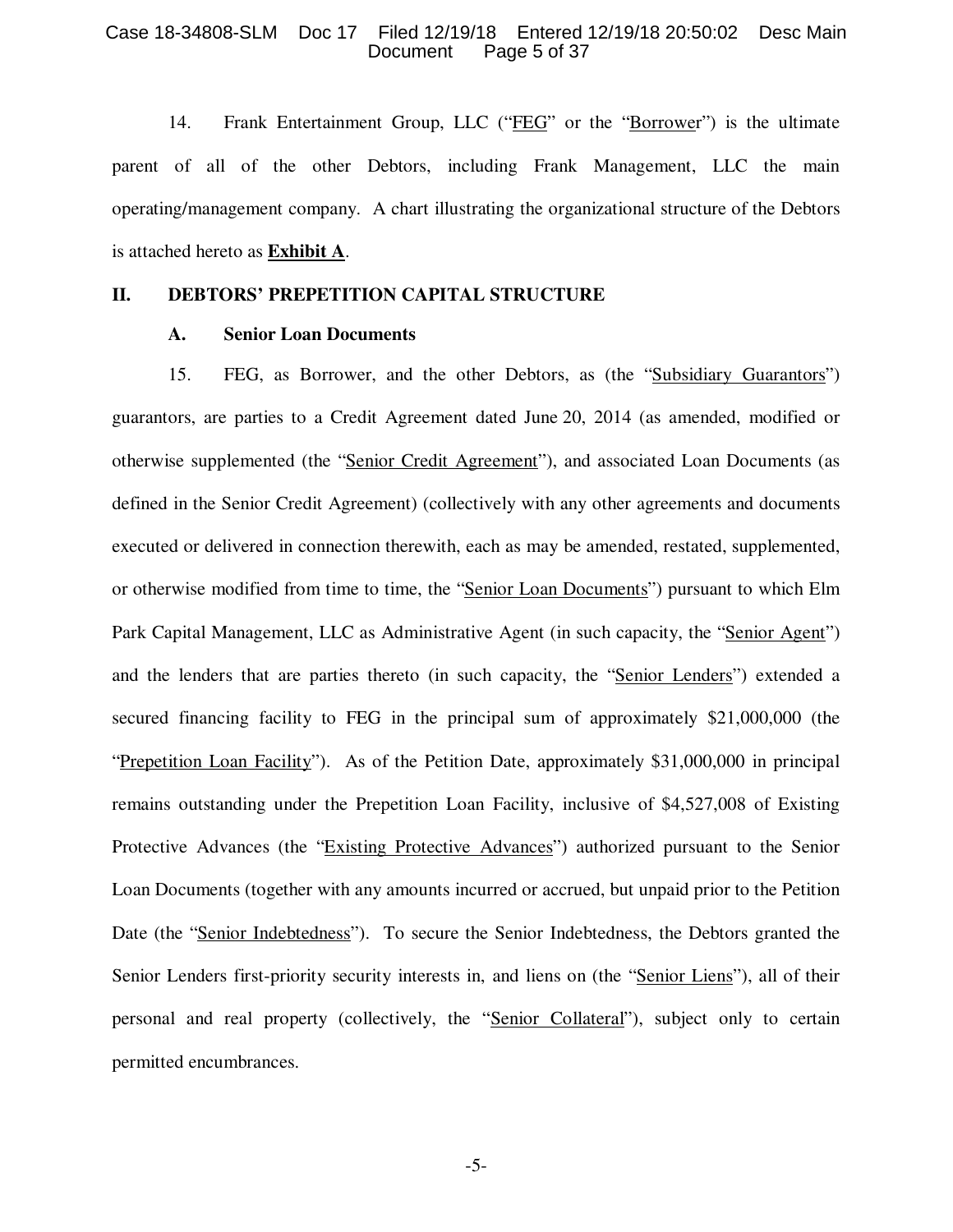14. Frank Entertainment Group, LLC ("FEG" or the "Borrower") is the ultimate parent of all of the other Debtors, including Frank Management, LLC the main operating/management company. A chart illustrating the organizational structure of the Debtors is attached hereto as **Exhibit A**.

## II. DEBTORS' PREPETITION CAPITAL STRUCTURE

### A. Senior Loan Documents

15. FEG, as Borrower, and the other Debtors, as (the "Subsidiary Guarantors") guarantors, are parties to a Credit Agreement dated June 20, 2014 (as amended, modified or otherwise supplemented (the "Senior Credit Agreement"), and associated Loan Documents (as defined in the Senior Credit Agreement) (collectively with any other agreements and documents executed or delivered in connection therewith, each as may be amended, restated, supplemented, or otherwise modified from time to time, the "Senior Loan Documents") pursuant to which Elm Park Capital Management, LLC as Administrative Agent (in such capacity, the "Senior Agent") and the lenders that are parties thereto (in such capacity, the "Senior Lenders") extended a secured financing facility to FEG in the principal sum of approximately $21,000,000 (the "Prepetition Loan Facility"). As of the Petition Date, approximately $31,000,000 in principal remains outstanding under the Prepetition Loan Facility, inclusive of $4,527,008 of Existing Protective Advances (the "Existing Protective Advances") authorized pursuant to the Senior Loan Documents (together with any amounts incurred or accrued, but unpaid prior to the Petition Date (the "Senior Indebtedness"). To secure the Senior Indebtedness, the Debtors granted the Senior Lenders first-priority security interests in, and liens on (the "Senior Liens"), all of their personal and real property (collectively, the "Senior Collateral"), subject only to certain permitted encumbrances.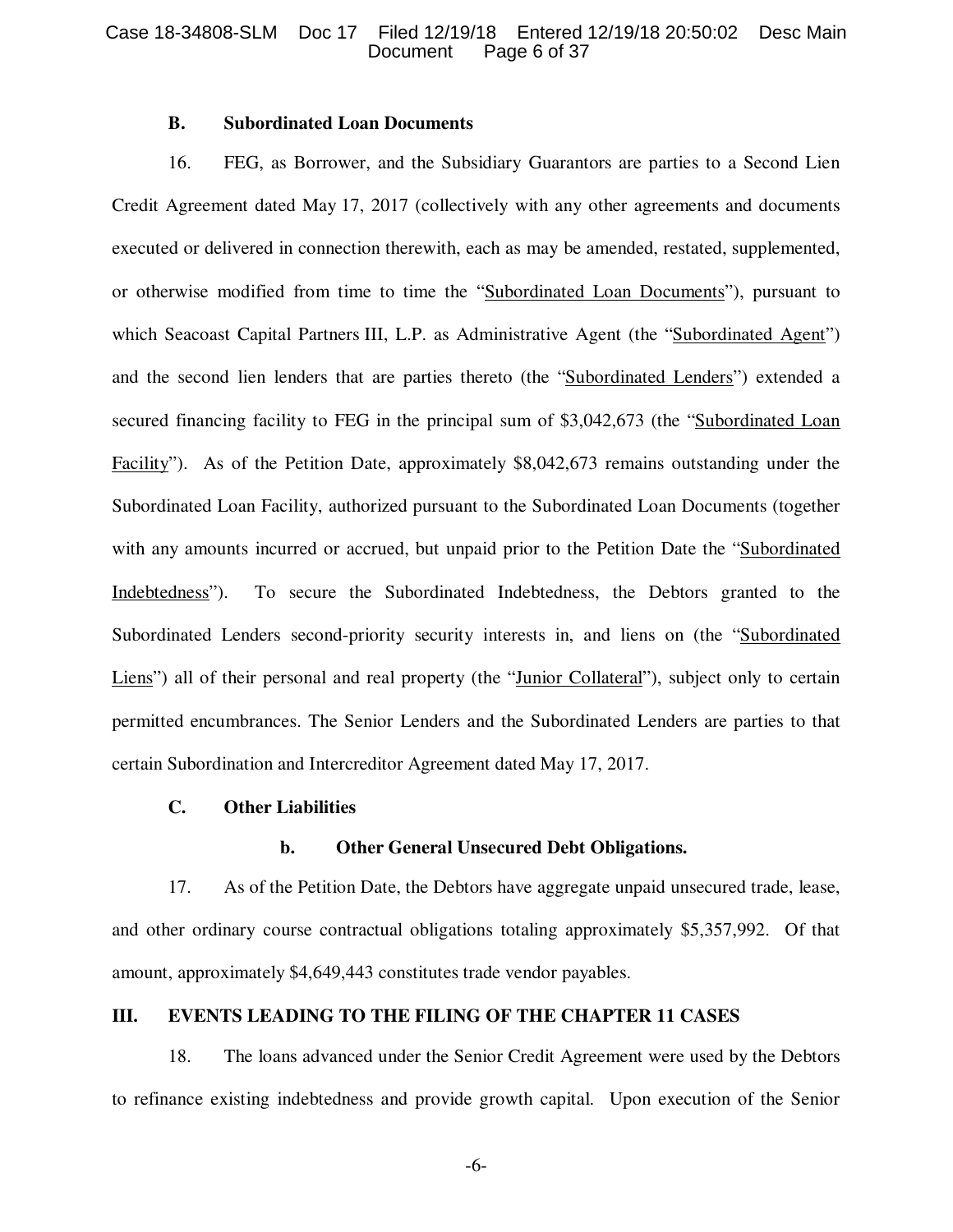### B. Subordinated Loan Documents

16. FEG, as Borrower, and the Subsidiary Guarantors are parties to a Second Lien Credit Agreement dated May 17, 2017 (collectively with any other agreements and documents executed or delivered in connection therewith, each as may be amended, restated, supplemented, or otherwise modified from time to time the "Subordinated Loan Documents"), pursuant to which Seacoast Capital Partners III, L.P. as Administrative Agent (the "Subordinated Agent") and the second lien lenders that are parties thereto (the "Subordinated Lenders") extended a secured financing facility to FEG in the principal sum of $3,042,673 (the "Subordinated Loan Facility"). As of the Petition Date, approximately $8,042,673 remains outstanding under the Subordinated Loan Facility, authorized pursuant to the Subordinated Loan Documents (together with any amounts incurred or accrued, but unpaid prior to the Petition Date the "Subordinated Indebtedness"). To secure the Subordinated Indebtedness, the Debtors granted to the Subordinated Lenders second-priority security interests in, and liens on (the "Subordinated Liens") all of their personal and real property (the "Junior Collateral"), subject only to certain permitted encumbrances. The Senior Lenders and the Subordinated Lenders are parties to that certain Subordination and Intercreditor Agreement dated May 17, 2017.

### C. Other Liabilities

#### b. Other General Unsecured Debt Obligations.

17. As of the Petition Date, the Debtors have aggregate unpaid unsecured trade, lease, and other ordinary course contractual obligations totaling approximately $5,357,992. Of that amount, approximately $4,649,443 constitutes trade vendor payables.

## III. EVENTS LEADING TO THE FILING OF THE CHAPTER 11 CASES

18. The loans advanced under the Senior Credit Agreement were used by the Debtors to refinance existing indebtedness and provide growth capital. Upon execution of the Senior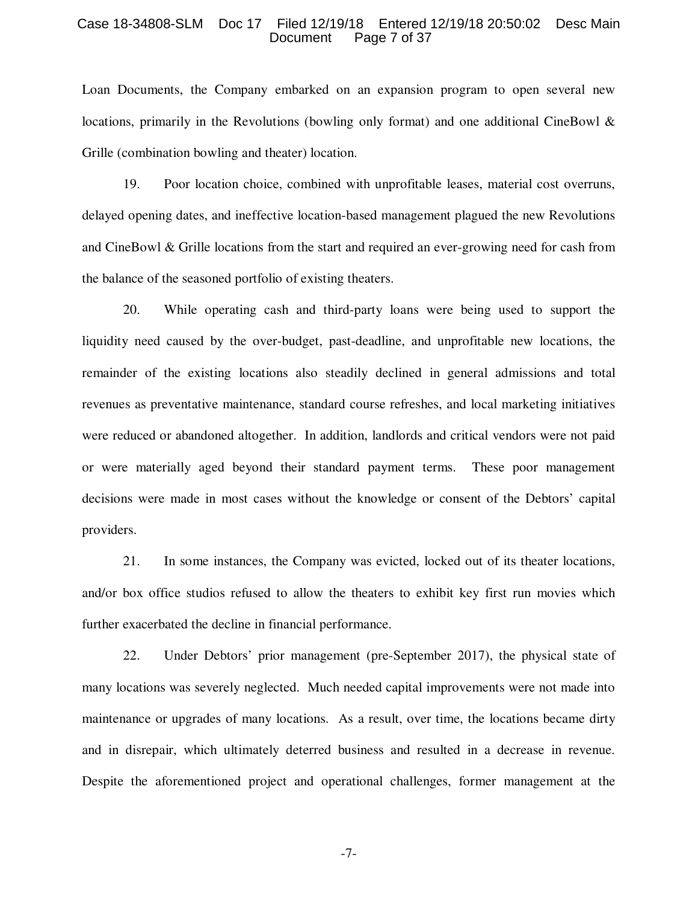Loan Documents, the Company embarked on an expansion program to open several new locations, primarily in the Revolutions (bowling only format) and one additional CineBowl & Grille (combination bowling and theater) location.

19. Poor location choice, combined with unprofitable leases, material cost overruns, delayed opening dates, and ineffective location-based management plagued the new Revolutions and CineBowl & Grille locations from the start and required an ever-growing need for cash from the balance of the seasoned portfolio of existing theaters.

20. While operating cash and third-party loans were being used to support the liquidity need caused by the over-budget, past-deadline, and unprofitable new locations, the remainder of the existing locations also steadily declined in general admissions and total revenues as preventative maintenance, standard course refreshes, and local marketing initiatives were reduced or abandoned altogether. In addition, landlords and critical vendors were not paid or were materially aged beyond their standard payment terms. These poor management decisions were made in most cases without the knowledge or consent of the Debtors' capital providers.

21. In some instances, the Company was evicted, locked out of its theater locations, and/or box office studios refused to allow the theaters to exhibit key first run movies which further exacerbated the decline in financial performance.

22. Under Debtors' prior management (pre-September 2017), the physical state of many locations was severely neglected. Much needed capital improvements were not made into maintenance or upgrades of many locations. As a result, over time, the locations became dirty and in disrepair, which ultimately deterred business and resulted in a decrease in revenue. Despite the aforementioned project and operational challenges, former management at the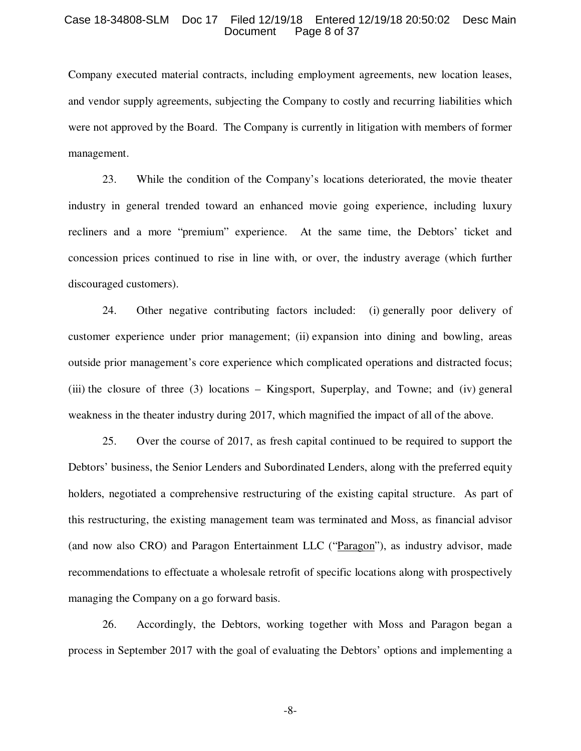Company executed material contracts, including employment agreements, new location leases, and vendor supply agreements, subjecting the Company to costly and recurring liabilities which were not approved by the Board. The Company is currently in litigation with members of former management.

23. While the condition of the Company's locations deteriorated, the movie theater industry in general trended toward an enhanced movie going experience, including luxury recliners and a more "premium" experience. At the same time, the Debtors' ticket and concession prices continued to rise in line with, or over, the industry average (which further discouraged customers).

24. Other negative contributing factors included: (i) generally poor delivery of customer experience under prior management; (ii) expansion into dining and bowling, areas outside prior management's core experience which complicated operations and distracted focus; (iii) the closure of three (3) locations – Kingsport, Superplay, and Towne; and (iv) general weakness in the theater industry during 2017, which magnified the impact of all of the above.

25. Over the course of 2017, as fresh capital continued to be required to support the Debtors' business, the Senior Lenders and Subordinated Lenders, along with the preferred equity holders, negotiated a comprehensive restructuring of the existing capital structure. As part of this restructuring, the existing management team was terminated and Moss, as financial advisor (and now also CRO) and Paragon Entertainment LLC ("Paragon"), as industry advisor, made recommendations to effectuate a wholesale retrofit of specific locations along with prospectively managing the Company on a go forward basis.

26. Accordingly, the Debtors, working together with Moss and Paragon began a process in September 2017 with the goal of evaluating the Debtors' options and implementing a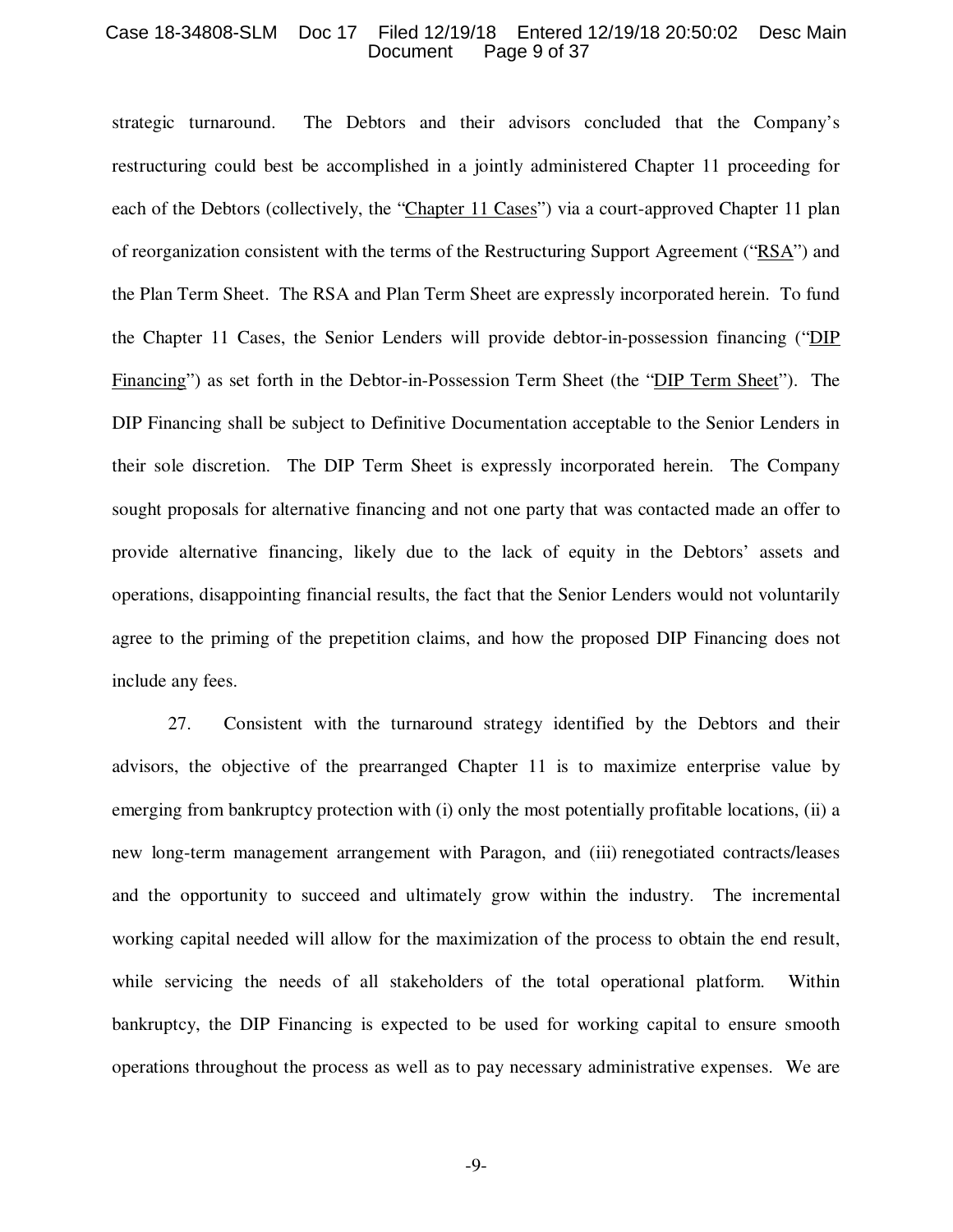strategic turnaround. The Debtors and their advisors concluded that the Company's restructuring could best be accomplished in a jointly administered Chapter 11 proceeding for each of the Debtors (collectively, the "Chapter 11 Cases") via a court-approved Chapter 11 plan of reorganization consistent with the terms of the Restructuring Support Agreement ("RSA") and the Plan Term Sheet. The RSA and Plan Term Sheet are expressly incorporated herein. To fund the Chapter 11 Cases, the Senior Lenders will provide debtor-in-possession financing ("DIP Financing") as set forth in the Debtor-in-Possession Term Sheet (the "DIP Term Sheet"). The DIP Financing shall be subject to Definitive Documentation acceptable to the Senior Lenders in their sole discretion. The DIP Term Sheet is expressly incorporated herein. The Company sought proposals for alternative financing and not one party that was contacted made an offer to provide alternative financing, likely due to the lack of equity in the Debtors' assets and operations, disappointing financial results, the fact that the Senior Lenders would not voluntarily agree to the priming of the prepetition claims, and how the proposed DIP Financing does not include any fees.

27. Consistent with the turnaround strategy identified by the Debtors and their advisors, the objective of the prearranged Chapter 11 is to maximize enterprise value by emerging from bankruptcy protection with (i) only the most potentially profitable locations, (ii) a new long-term management arrangement with Paragon, and (iii) renegotiated contracts/leases and the opportunity to succeed and ultimately grow within the industry. The incremental working capital needed will allow for the maximization of the process to obtain the end result, while servicing the needs of all stakeholders of the total operational platform. Within bankruptcy, the DIP Financing is expected to be used for working capital to ensure smooth operations throughout the process as well as to pay necessary administrative expenses. We are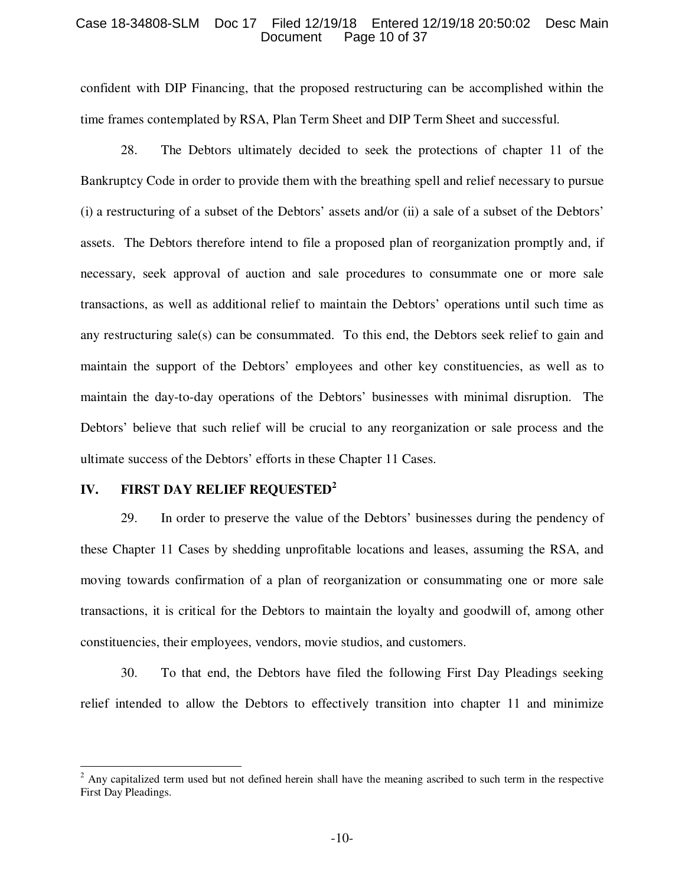confident with DIP Financing, that the proposed restructuring can be accomplished within the time frames contemplated by RSA, Plan Term Sheet and DIP Term Sheet and successful.

28. The Debtors ultimately decided to seek the protections of chapter 11 of the Bankruptcy Code in order to provide them with the breathing spell and relief necessary to pursue (i) a restructuring of a subset of the Debtors' assets and/or (ii) a sale of a subset of the Debtors' assets. The Debtors therefore intend to file a proposed plan of reorganization promptly and, if necessary, seek approval of auction and sale procedures to consummate one or more sale transactions, as well as additional relief to maintain the Debtors' operations until such time as any restructuring sale(s) can be consummated. To this end, the Debtors seek relief to gain and maintain the support of the Debtors' employees and other key constituencies, as well as to maintain the day-to-day operations of the Debtors' businesses with minimal disruption. The Debtors' believe that such relief will be crucial to any reorganization or sale process and the ultimate success of the Debtors' efforts in these Chapter 11 Cases.

## IV. FIRST DAY RELIEF REQUESTED[2]

29. In order to preserve the value of the Debtors' businesses during the pendency of these Chapter 11 Cases by shedding unprofitable locations and leases, assuming the RSA, and moving towards confirmation of a plan of reorganization or consummating one or more sale transactions, it is critical for the Debtors to maintain the loyalty and goodwill of, among other constituencies, their employees, vendors, movie studios, and customers.

30. To that end, the Debtors have filed the following First Day Pleadings seeking relief intended to allow the Debtors to effectively transition into chapter 11 and minimize

---

[2] Any capitalized term used but not defined herein shall have the meaning ascribed to such term in the respective First Day Pleadings.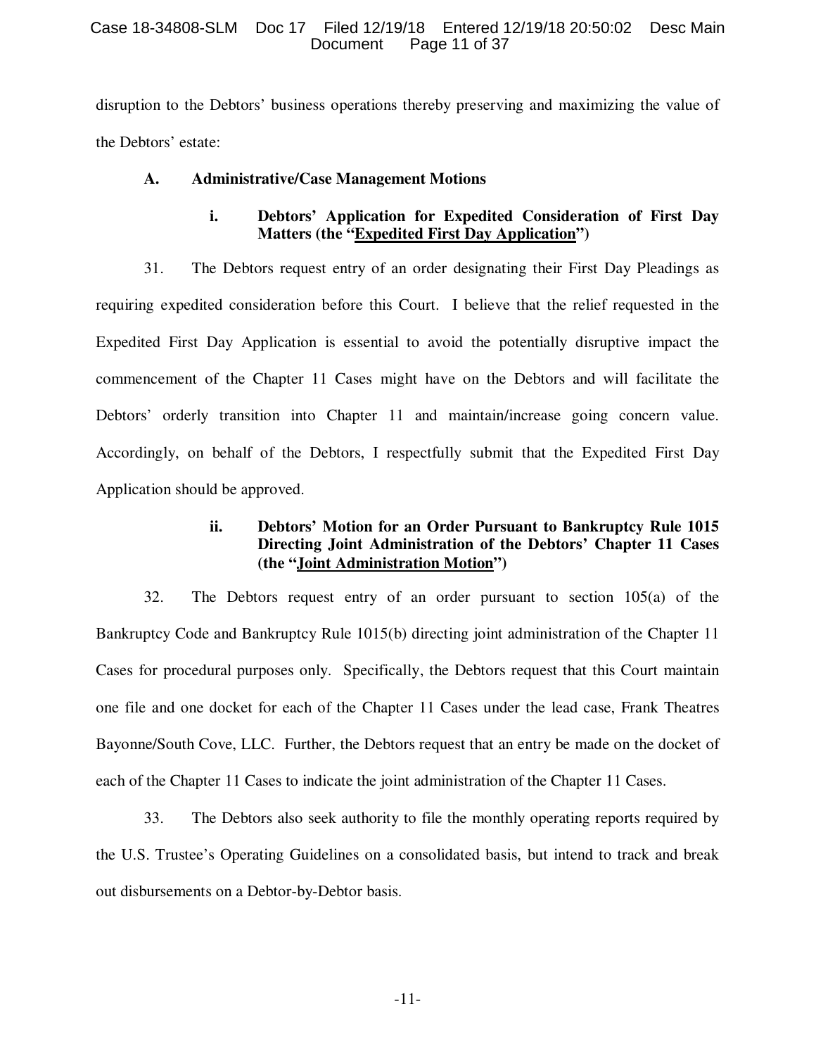disruption to the Debtors' business operations thereby preserving and maximizing the value of the Debtors' estate:

### A. Administrative/Case Management Motions

#### i. Debtors' Application for Expedited Consideration of First Day Matters (the "Expedited First Day Application")

31. The Debtors request entry of an order designating their First Day Pleadings as requiring expedited consideration before this Court. I believe that the relief requested in the Expedited First Day Application is essential to avoid the potentially disruptive impact the commencement of the Chapter 11 Cases might have on the Debtors and will facilitate the Debtors' orderly transition into Chapter 11 and maintain/increase going concern value. Accordingly, on behalf of the Debtors, I respectfully submit that the Expedited First Day Application should be approved.

#### ii. Debtors' Motion for an Order Pursuant to Bankruptcy Rule 1015 Directing Joint Administration of the Debtors' Chapter 11 Cases (the "Joint Administration Motion")

32. The Debtors request entry of an order pursuant to section 105(a) of the Bankruptcy Code and Bankruptcy Rule 1015(b) directing joint administration of the Chapter 11 Cases for procedural purposes only. Specifically, the Debtors request that this Court maintain one file and one docket for each of the Chapter 11 Cases under the lead case, Frank Theatres Bayonne/South Cove, LLC. Further, the Debtors request that an entry be made on the docket of each of the Chapter 11 Cases to indicate the joint administration of the Chapter 11 Cases.

33. The Debtors also seek authority to file the monthly operating reports required by the U.S. Trustee's Operating Guidelines on a consolidated basis, but intend to track and break out disbursements on a Debtor-by-Debtor basis.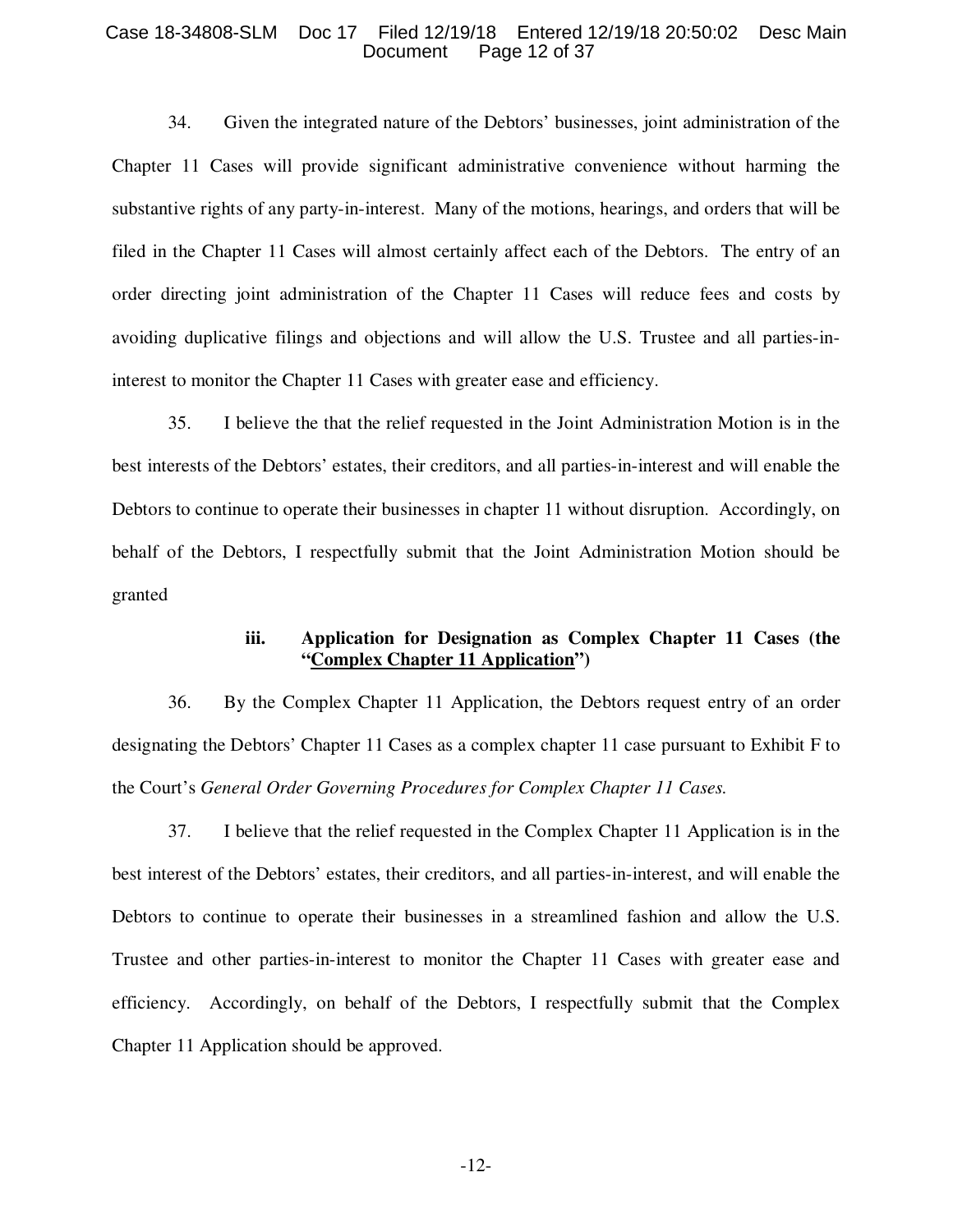34. Given the integrated nature of the Debtors' businesses, joint administration of the Chapter 11 Cases will provide significant administrative convenience without harming the substantive rights of any party-in-interest. Many of the motions, hearings, and orders that will be filed in the Chapter 11 Cases will almost certainly affect each of the Debtors. The entry of an order directing joint administration of the Chapter 11 Cases will reduce fees and costs by avoiding duplicative filings and objections and will allow the U.S. Trustee and all parties-in-interest to monitor the Chapter 11 Cases with greater ease and efficiency.

35. I believe the that the relief requested in the Joint Administration Motion is in the best interests of the Debtors' estates, their creditors, and all parties-in-interest and will enable the Debtors to continue to operate their businesses in chapter 11 without disruption. Accordingly, on behalf of the Debtors, I respectfully submit that the Joint Administration Motion should be granted

#### iii. Application for Designation as Complex Chapter 11 Cases (the "<u>Complex Chapter 11 Application</u>")

36. By the Complex Chapter 11 Application, the Debtors request entry of an order designating the Debtors' Chapter 11 Cases as a complex chapter 11 case pursuant to Exhibit F to the Court's *General Order Governing Procedures for Complex Chapter 11 Cases.*

37. I believe that the relief requested in the Complex Chapter 11 Application is in the best interest of the Debtors' estates, their creditors, and all parties-in-interest, and will enable the Debtors to continue to operate their businesses in a streamlined fashion and allow the U.S. Trustee and other parties-in-interest to monitor the Chapter 11 Cases with greater ease and efficiency. Accordingly, on behalf of the Debtors, I respectfully submit that the Complex Chapter 11 Application should be approved.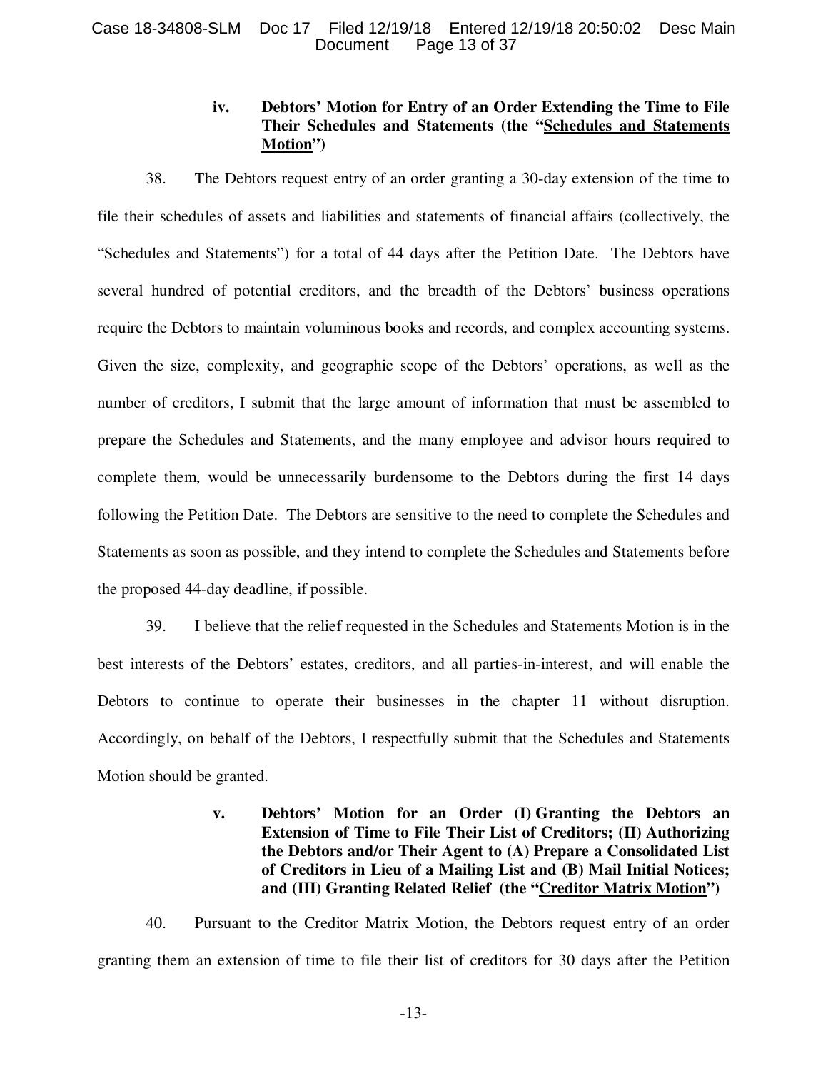### iv. Debtors' Motion for Entry of an Order Extending the Time to File Their Schedules and Statements (the "<u>Schedules and Statements Motion</u>")

38. The Debtors request entry of an order granting a 30-day extension of the time to file their schedules of assets and liabilities and statements of financial affairs (collectively, the "<u>Schedules and Statements</u>") for a total of 44 days after the Petition Date. The Debtors have several hundred of potential creditors, and the breadth of the Debtors' business operations require the Debtors to maintain voluminous books and records, and complex accounting systems. Given the size, complexity, and geographic scope of the Debtors' operations, as well as the number of creditors, I submit that the large amount of information that must be assembled to prepare the Schedules and Statements, and the many employee and advisor hours required to complete them, would be unnecessarily burdensome to the Debtors during the first 14 days following the Petition Date. The Debtors are sensitive to the need to complete the Schedules and Statements as soon as possible, and they intend to complete the Schedules and Statements before the proposed 44-day deadline, if possible.

39. I believe that the relief requested in the Schedules and Statements Motion is in the best interests of the Debtors' estates, creditors, and all parties-in-interest, and will enable the Debtors to continue to operate their businesses in the chapter 11 without disruption. Accordingly, on behalf of the Debtors, I respectfully submit that the Schedules and Statements Motion should be granted.

### v. Debtors' Motion for an Order (I) Granting the Debtors an Extension of Time to File Their List of Creditors; (II) Authorizing the Debtors and/or Their Agent to (A) Prepare a Consolidated List of Creditors in Lieu of a Mailing List and (B) Mail Initial Notices; and (III) Granting Related Relief (the "<u>Creditor Matrix Motion</u>")

40. Pursuant to the Creditor Matrix Motion, the Debtors request entry of an order granting them an extension of time to file their list of creditors for 30 days after the Petition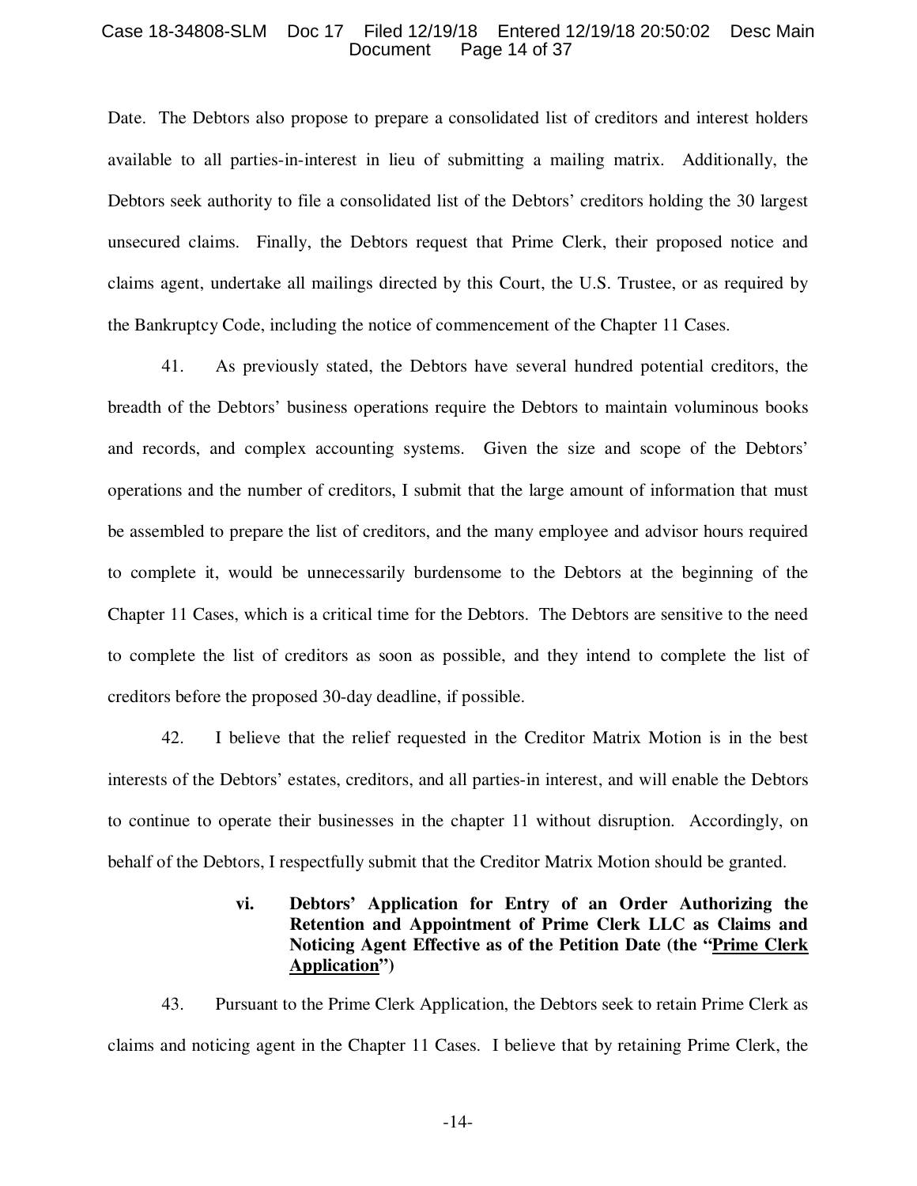Date. The Debtors also propose to prepare a consolidated list of creditors and interest holders available to all parties-in-interest in lieu of submitting a mailing matrix. Additionally, the Debtors seek authority to file a consolidated list of the Debtors' creditors holding the 30 largest unsecured claims. Finally, the Debtors request that Prime Clerk, their proposed notice and claims agent, undertake all mailings directed by this Court, the U.S. Trustee, or as required by the Bankruptcy Code, including the notice of commencement of the Chapter 11 Cases.

41. As previously stated, the Debtors have several hundred potential creditors, the breadth of the Debtors' business operations require the Debtors to maintain voluminous books and records, and complex accounting systems. Given the size and scope of the Debtors' operations and the number of creditors, I submit that the large amount of information that must be assembled to prepare the list of creditors, and the many employee and advisor hours required to complete it, would be unnecessarily burdensome to the Debtors at the beginning of the Chapter 11 Cases, which is a critical time for the Debtors. The Debtors are sensitive to the need to complete the list of creditors as soon as possible, and they intend to complete the list of creditors before the proposed 30-day deadline, if possible.

42. I believe that the relief requested in the Creditor Matrix Motion is in the best interests of the Debtors' estates, creditors, and all parties-in interest, and will enable the Debtors to continue to operate their businesses in the chapter 11 without disruption. Accordingly, on behalf of the Debtors, I respectfully submit that the Creditor Matrix Motion should be granted.

**vi. Debtors' Application for Entry of an Order Authorizing the Retention and Appointment of Prime Clerk LLC as Claims and Noticing Agent Effective as of the Petition Date (the "Prime Clerk Application")**

43. Pursuant to the Prime Clerk Application, the Debtors seek to retain Prime Clerk as claims and noticing agent in the Chapter 11 Cases. I believe that by retaining Prime Clerk, the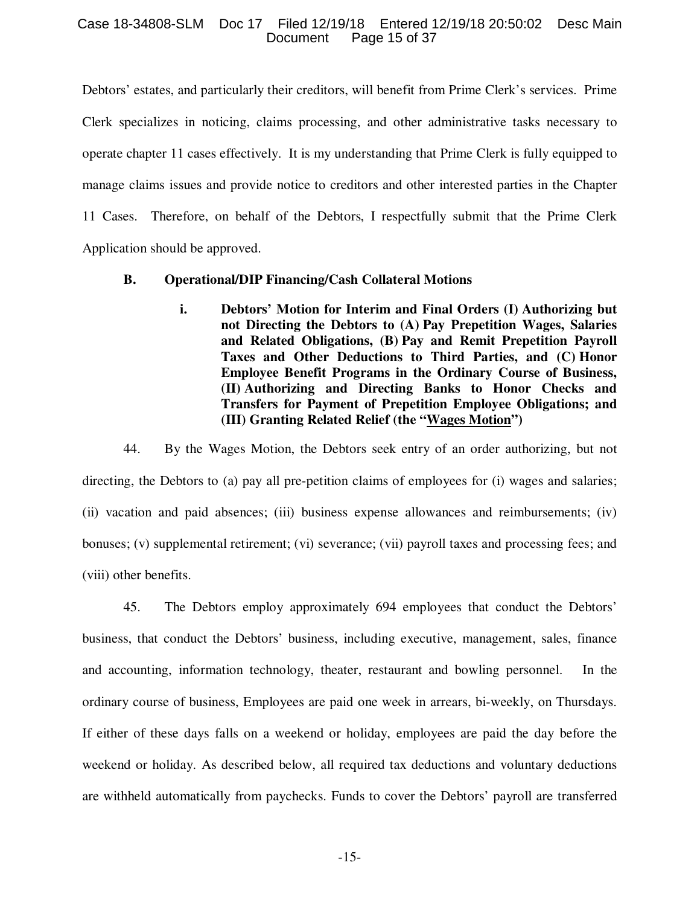Debtors' estates, and particularly their creditors, will benefit from Prime Clerk's services. Prime Clerk specializes in noticing, claims processing, and other administrative tasks necessary to operate chapter 11 cases effectively. It is my understanding that Prime Clerk is fully equipped to manage claims issues and provide notice to creditors and other interested parties in the Chapter 11 Cases. Therefore, on behalf of the Debtors, I respectfully submit that the Prime Clerk Application should be approved.

### B. Operational/DIP Financing/Cash Collateral Motions

#### i. Debtors' Motion for Interim and Final Orders (I) Authorizing but not Directing the Debtors to (A) Pay Prepetition Wages, Salaries and Related Obligations, (B) Pay and Remit Prepetition Payroll Taxes and Other Deductions to Third Parties, and (C) Honor Employee Benefit Programs in the Ordinary Course of Business, (II) Authorizing and Directing Banks to Honor Checks and Transfers for Payment of Prepetition Employee Obligations; and (III) Granting Related Relief (the "Wages Motion")

44. By the Wages Motion, the Debtors seek entry of an order authorizing, but not directing, the Debtors to (a) pay all pre-petition claims of employees for (i) wages and salaries; (ii) vacation and paid absences; (iii) business expense allowances and reimbursements; (iv) bonuses; (v) supplemental retirement; (vi) severance; (vii) payroll taxes and processing fees; and (viii) other benefits.

45. The Debtors employ approximately 694 employees that conduct the Debtors' business, that conduct the Debtors' business, including executive, management, sales, finance and accounting, information technology, theater, restaurant and bowling personnel. In the ordinary course of business, Employees are paid one week in arrears, bi-weekly, on Thursdays. If either of these days falls on a weekend or holiday, employees are paid the day before the weekend or holiday. As described below, all required tax deductions and voluntary deductions are withheld automatically from paychecks. Funds to cover the Debtors' payroll are transferred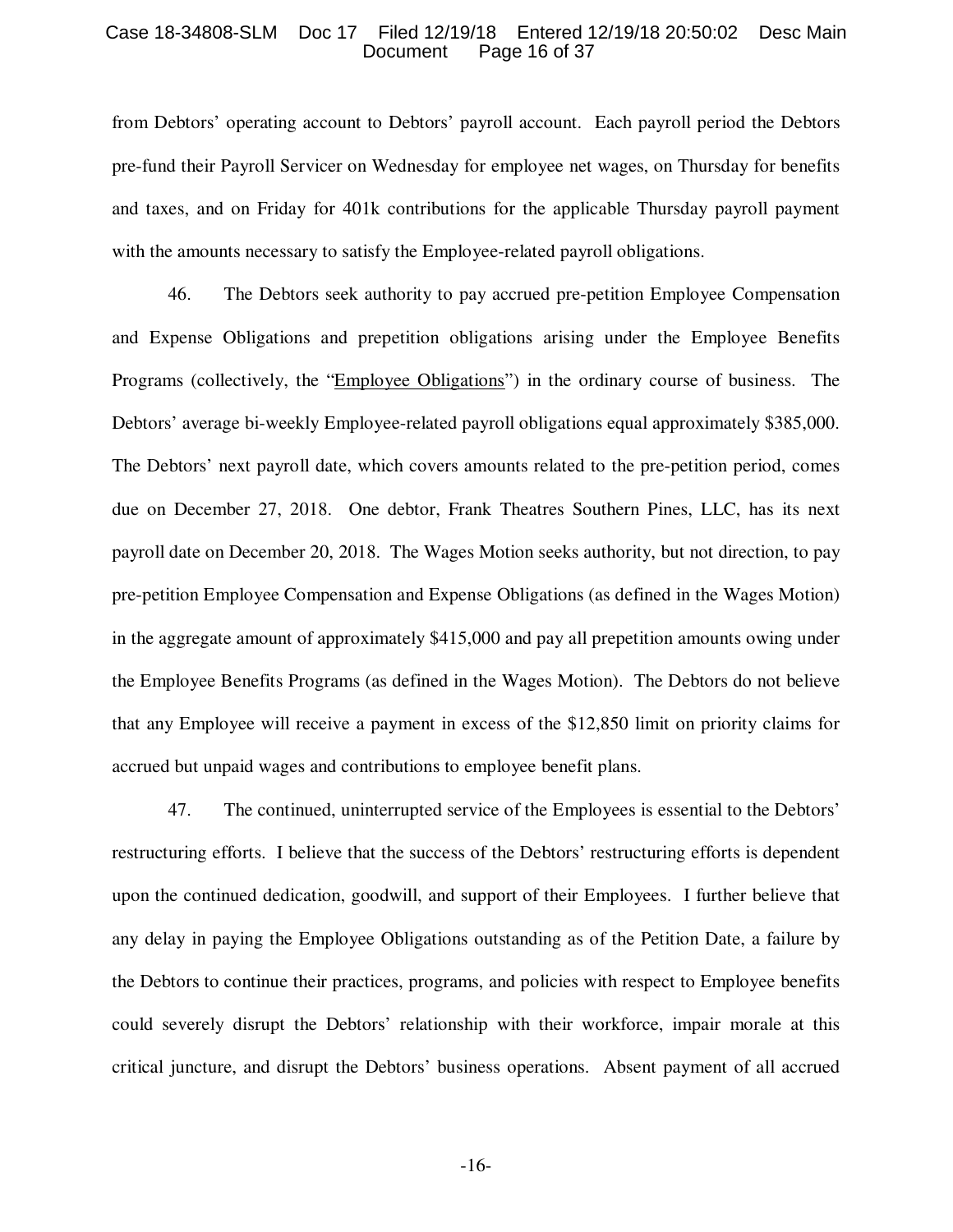from Debtors' operating account to Debtors' payroll account. Each payroll period the Debtors pre-fund their Payroll Servicer on Wednesday for employee net wages, on Thursday for benefits and taxes, and on Friday for 401k contributions for the applicable Thursday payroll payment with the amounts necessary to satisfy the Employee-related payroll obligations.

46. The Debtors seek authority to pay accrued pre-petition Employee Compensation and Expense Obligations and prepetition obligations arising under the Employee Benefits Programs (collectively, the "Employee Obligations") in the ordinary course of business. The Debtors' average bi-weekly Employee-related payroll obligations equal approximately $385,000. The Debtors' next payroll date, which covers amounts related to the pre-petition period, comes due on December 27, 2018. One debtor, Frank Theatres Southern Pines, LLC, has its next payroll date on December 20, 2018. The Wages Motion seeks authority, but not direction, to pay pre-petition Employee Compensation and Expense Obligations (as defined in the Wages Motion) in the aggregate amount of approximately $415,000 and pay all prepetition amounts owing under the Employee Benefits Programs (as defined in the Wages Motion). The Debtors do not believe that any Employee will receive a payment in excess of the $12,850 limit on priority claims for accrued but unpaid wages and contributions to employee benefit plans.

47. The continued, uninterrupted service of the Employees is essential to the Debtors' restructuring efforts. I believe that the success of the Debtors' restructuring efforts is dependent upon the continued dedication, goodwill, and support of their Employees. I further believe that any delay in paying the Employee Obligations outstanding as of the Petition Date, a failure by the Debtors to continue their practices, programs, and policies with respect to Employee benefits could severely disrupt the Debtors' relationship with their workforce, impair morale at this critical juncture, and disrupt the Debtors' business operations. Absent payment of all accrued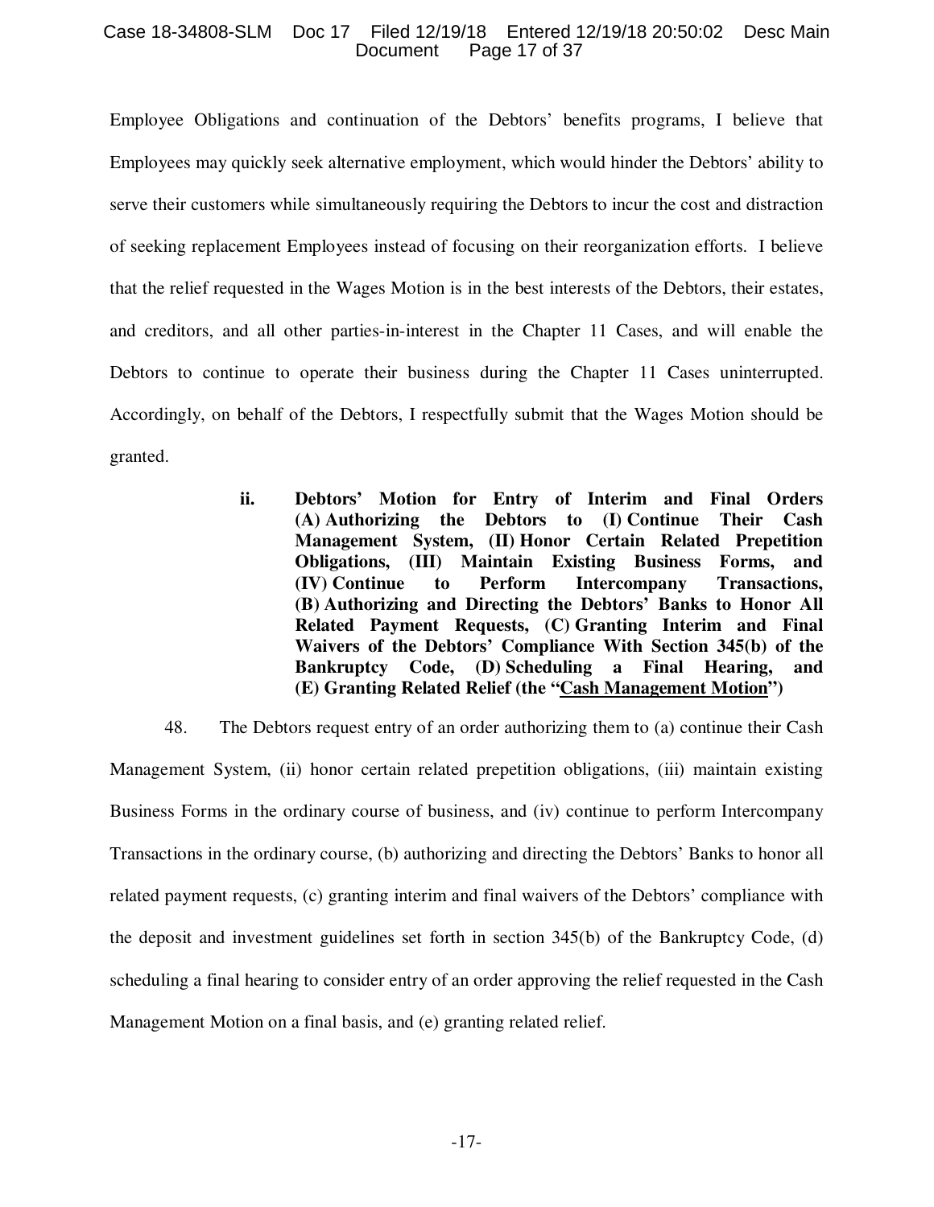Employee Obligations and continuation of the Debtors' benefits programs, I believe that Employees may quickly seek alternative employment, which would hinder the Debtors' ability to serve their customers while simultaneously requiring the Debtors to incur the cost and distraction of seeking replacement Employees instead of focusing on their reorganization efforts. I believe that the relief requested in the Wages Motion is in the best interests of the Debtors, their estates, and creditors, and all other parties-in-interest in the Chapter 11 Cases, and will enable the Debtors to continue to operate their business during the Chapter 11 Cases uninterrupted. Accordingly, on behalf of the Debtors, I respectfully submit that the Wages Motion should be granted.

**ii. Debtors' Motion for Entry of Interim and Final Orders (A) Authorizing the Debtors to (I) Continue Their Cash Management System, (II) Honor Certain Related Prepetition Obligations, (III) Maintain Existing Business Forms, and (IV) Continue to Perform Intercompany Transactions, (B) Authorizing and Directing the Debtors' Banks to Honor All Related Payment Requests, (C) Granting Interim and Final Waivers of the Debtors' Compliance With Section 345(b) of the Bankruptcy Code, (D) Scheduling a Final Hearing, and (E) Granting Related Relief (the "<u>Cash Management Motion</u>")**

48. The Debtors request entry of an order authorizing them to (a) continue their Cash Management System, (ii) honor certain related prepetition obligations, (iii) maintain existing Business Forms in the ordinary course of business, and (iv) continue to perform Intercompany Transactions in the ordinary course, (b) authorizing and directing the Debtors' Banks to honor all related payment requests, (c) granting interim and final waivers of the Debtors' compliance with the deposit and investment guidelines set forth in section 345(b) of the Bankruptcy Code, (d) scheduling a final hearing to consider entry of an order approving the relief requested in the Cash Management Motion on a final basis, and (e) granting related relief.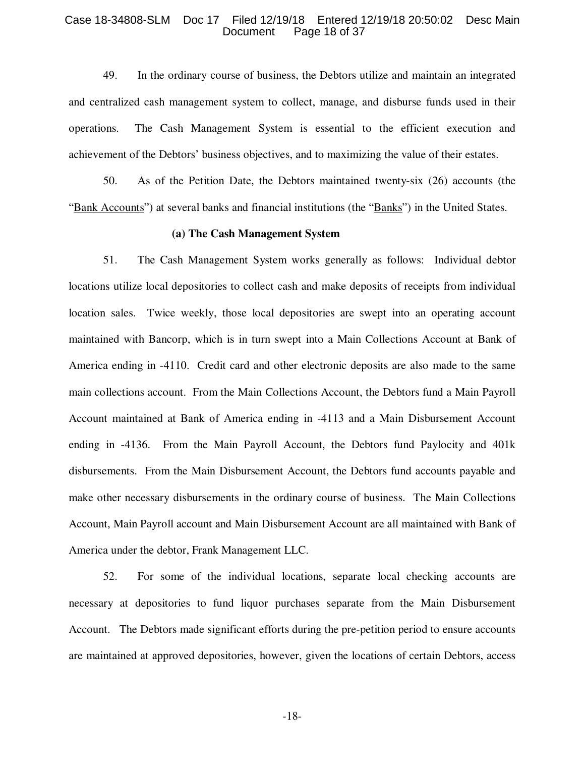49. In the ordinary course of business, the Debtors utilize and maintain an integrated and centralized cash management system to collect, manage, and disburse funds used in their operations. The Cash Management System is essential to the efficient execution and achievement of the Debtors' business objectives, and to maximizing the value of their estates.

50. As of the Petition Date, the Debtors maintained twenty-six (26) accounts (the "Bank Accounts") at several banks and financial institutions (the "Banks") in the United States.

**(a) The Cash Management System**

51. The Cash Management System works generally as follows: Individual debtor locations utilize local depositories to collect cash and make deposits of receipts from individual location sales. Twice weekly, those local depositories are swept into an operating account maintained with Bancorp, which is in turn swept into a Main Collections Account at Bank of America ending in -4110. Credit card and other electronic deposits are also made to the same main collections account. From the Main Collections Account, the Debtors fund a Main Payroll Account maintained at Bank of America ending in -4113 and a Main Disbursement Account ending in -4136. From the Main Payroll Account, the Debtors fund Paylocity and 401k disbursements. From the Main Disbursement Account, the Debtors fund accounts payable and make other necessary disbursements in the ordinary course of business. The Main Collections Account, Main Payroll account and Main Disbursement Account are all maintained with Bank of America under the debtor, Frank Management LLC.

52. For some of the individual locations, separate local checking accounts are necessary at depositories to fund liquor purchases separate from the Main Disbursement Account. The Debtors made significant efforts during the pre-petition period to ensure accounts are maintained at approved depositories, however, given the locations of certain Debtors, access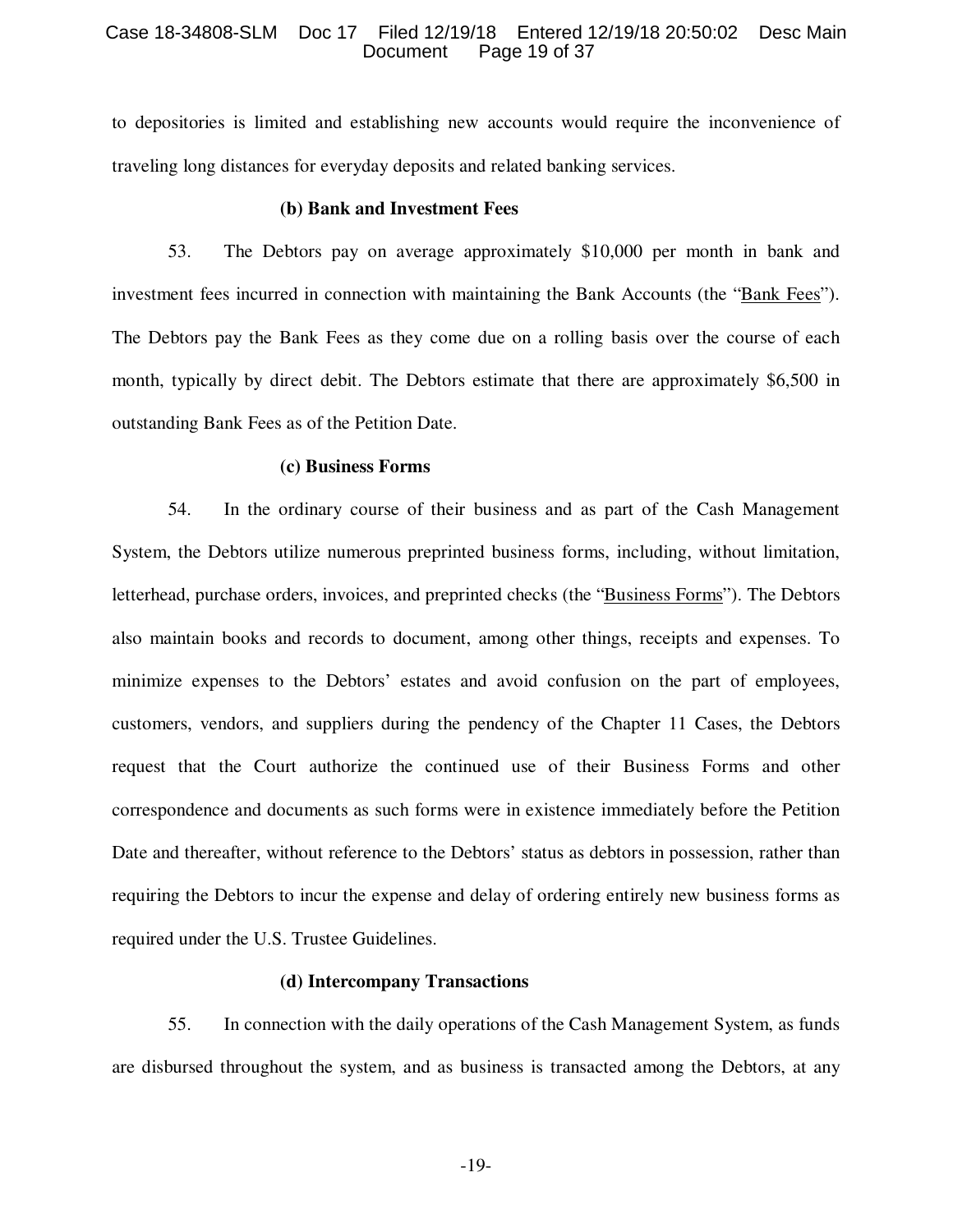to depositories is limited and establishing new accounts would require the inconvenience of traveling long distances for everyday deposits and related banking services.

**(b) Bank and Investment Fees**

53. The Debtors pay on average approximately $10,000 per month in bank and investment fees incurred in connection with maintaining the Bank Accounts (the "Bank Fees"). The Debtors pay the Bank Fees as they come due on a rolling basis over the course of each month, typically by direct debit. The Debtors estimate that there are approximately $6,500 in outstanding Bank Fees as of the Petition Date.

**(c) Business Forms**

54. In the ordinary course of their business and as part of the Cash Management System, the Debtors utilize numerous preprinted business forms, including, without limitation, letterhead, purchase orders, invoices, and preprinted checks (the "Business Forms"). The Debtors also maintain books and records to document, among other things, receipts and expenses. To minimize expenses to the Debtors' estates and avoid confusion on the part of employees, customers, vendors, and suppliers during the pendency of the Chapter 11 Cases, the Debtors request that the Court authorize the continued use of their Business Forms and other correspondence and documents as such forms were in existence immediately before the Petition Date and thereafter, without reference to the Debtors' status as debtors in possession, rather than requiring the Debtors to incur the expense and delay of ordering entirely new business forms as required under the U.S. Trustee Guidelines.

**(d) Intercompany Transactions**

55. In connection with the daily operations of the Cash Management System, as funds are disbursed throughout the system, and as business is transacted among the Debtors, at any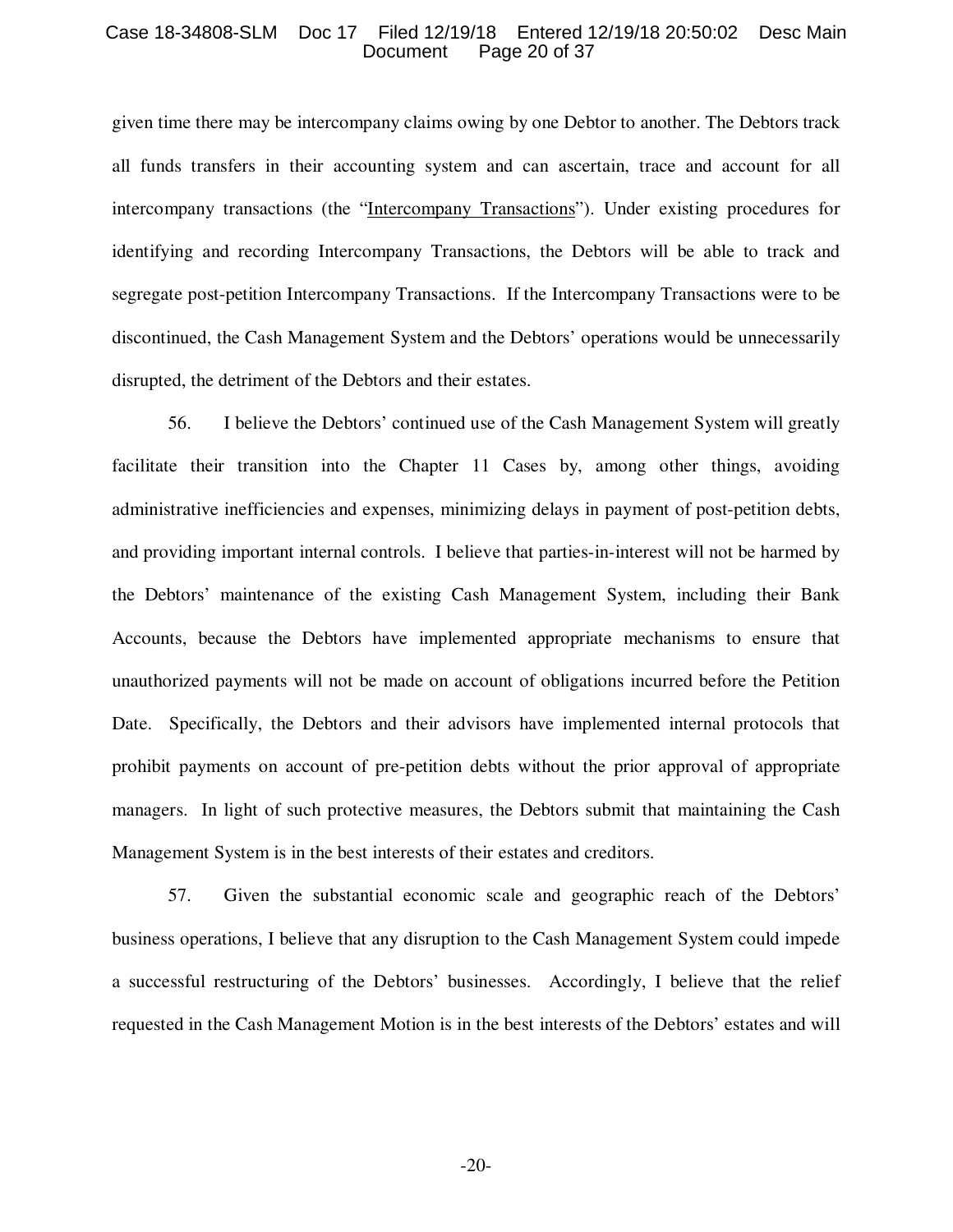given time there may be intercompany claims owing by one Debtor to another. The Debtors track all funds transfers in their accounting system and can ascertain, trace and account for all intercompany transactions (the "Intercompany Transactions"). Under existing procedures for identifying and recording Intercompany Transactions, the Debtors will be able to track and segregate post-petition Intercompany Transactions. If the Intercompany Transactions were to be discontinued, the Cash Management System and the Debtors' operations would be unnecessarily disrupted, the detriment of the Debtors and their estates.

56. I believe the Debtors' continued use of the Cash Management System will greatly facilitate their transition into the Chapter 11 Cases by, among other things, avoiding administrative inefficiencies and expenses, minimizing delays in payment of post-petition debts, and providing important internal controls. I believe that parties-in-interest will not be harmed by the Debtors' maintenance of the existing Cash Management System, including their Bank Accounts, because the Debtors have implemented appropriate mechanisms to ensure that unauthorized payments will not be made on account of obligations incurred before the Petition Date. Specifically, the Debtors and their advisors have implemented internal protocols that prohibit payments on account of pre-petition debts without the prior approval of appropriate managers. In light of such protective measures, the Debtors submit that maintaining the Cash Management System is in the best interests of their estates and creditors.

57. Given the substantial economic scale and geographic reach of the Debtors' business operations, I believe that any disruption to the Cash Management System could impede a successful restructuring of the Debtors' businesses. Accordingly, I believe that the relief requested in the Cash Management Motion is in the best interests of the Debtors' estates and will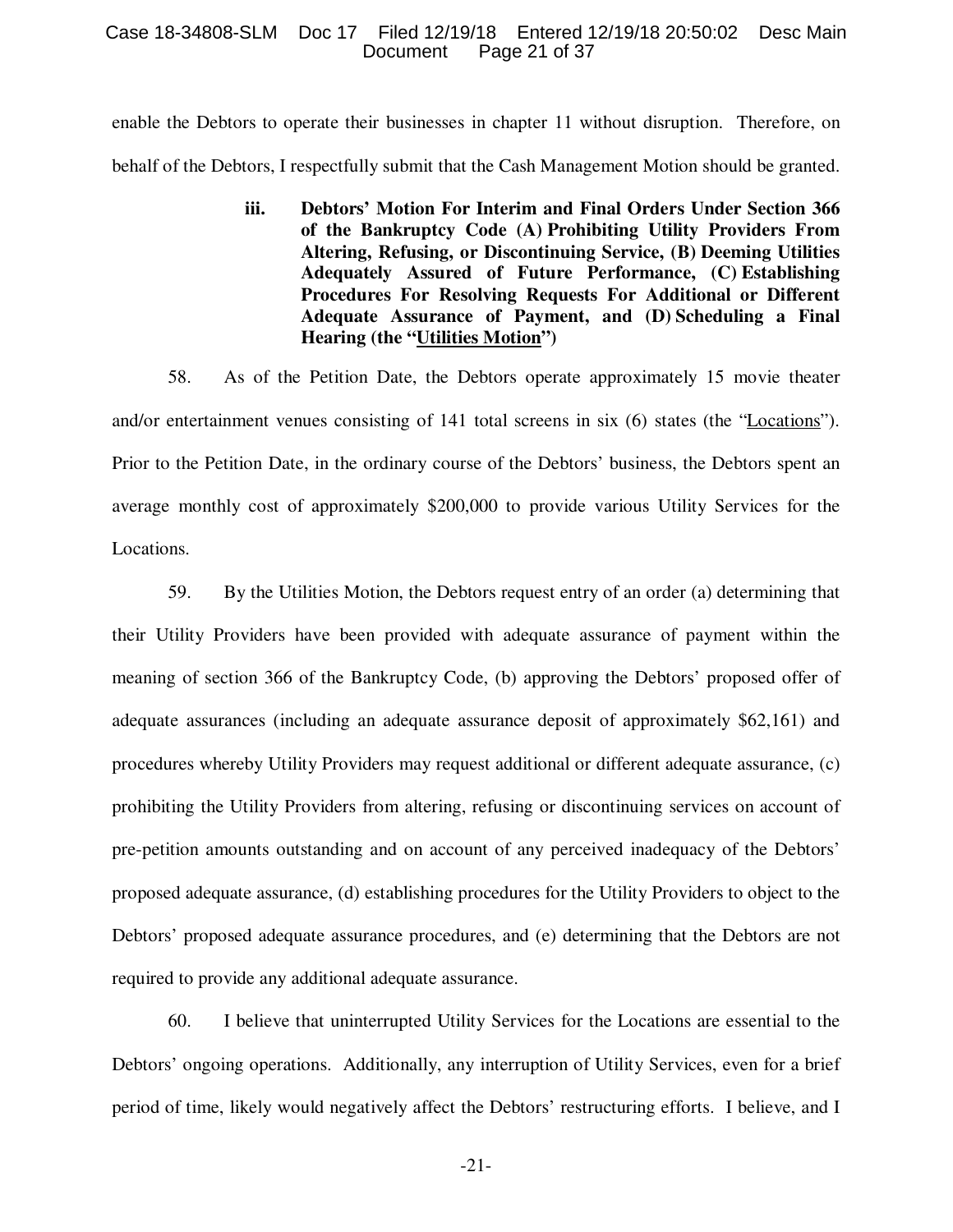enable the Debtors to operate their businesses in chapter 11 without disruption. Therefore, on behalf of the Debtors, I respectfully submit that the Cash Management Motion should be granted.

**iii. Debtors' Motion For Interim and Final Orders Under Section 366 of the Bankruptcy Code (A) Prohibiting Utility Providers From Altering, Refusing, or Discontinuing Service, (B) Deeming Utilities Adequately Assured of Future Performance, (C) Establishing Procedures For Resolving Requests For Additional or Different Adequate Assurance of Payment, and (D) Scheduling a Final Hearing (the "Utilities Motion")**

58. As of the Petition Date, the Debtors operate approximately 15 movie theater and/or entertainment venues consisting of 141 total screens in six (6) states (the "Locations"). Prior to the Petition Date, in the ordinary course of the Debtors' business, the Debtors spent an average monthly cost of approximately $200,000 to provide various Utility Services for the Locations.

59. By the Utilities Motion, the Debtors request entry of an order (a) determining that their Utility Providers have been provided with adequate assurance of payment within the meaning of section 366 of the Bankruptcy Code, (b) approving the Debtors' proposed offer of adequate assurances (including an adequate assurance deposit of approximately $62,161) and procedures whereby Utility Providers may request additional or different adequate assurance, (c) prohibiting the Utility Providers from altering, refusing or discontinuing services on account of pre-petition amounts outstanding and on account of any perceived inadequacy of the Debtors' proposed adequate assurance, (d) establishing procedures for the Utility Providers to object to the Debtors' proposed adequate assurance procedures, and (e) determining that the Debtors are not required to provide any additional adequate assurance.

60. I believe that uninterrupted Utility Services for the Locations are essential to the Debtors' ongoing operations. Additionally, any interruption of Utility Services, even for a brief period of time, likely would negatively affect the Debtors' restructuring efforts. I believe, and I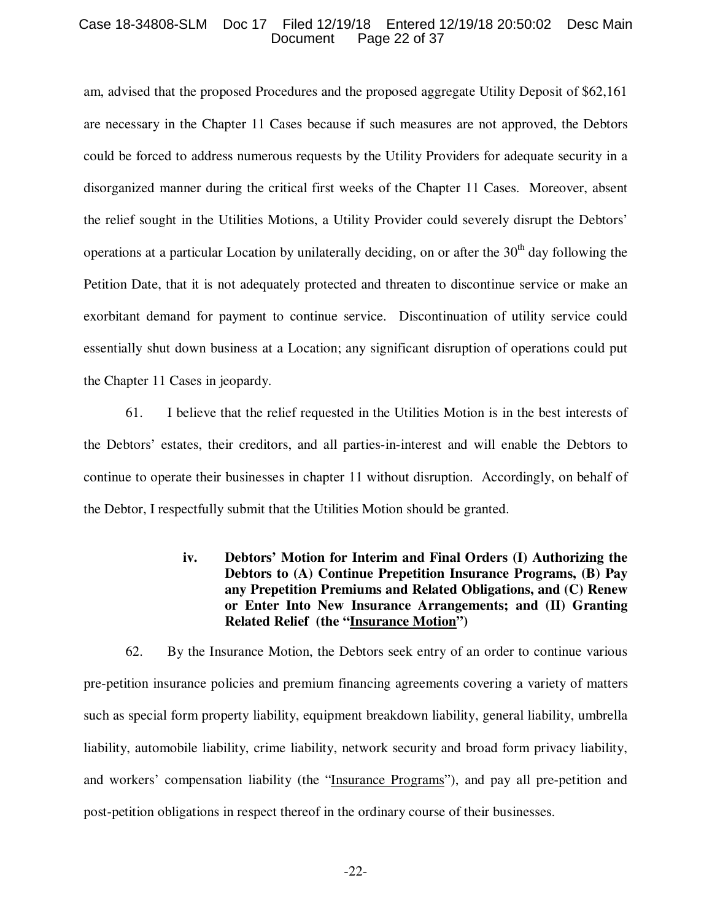am, advised that the proposed Procedures and the proposed aggregate Utility Deposit of $62,161 are necessary in the Chapter 11 Cases because if such measures are not approved, the Debtors could be forced to address numerous requests by the Utility Providers for adequate security in a disorganized manner during the critical first weeks of the Chapter 11 Cases. Moreover, absent the relief sought in the Utilities Motions, a Utility Provider could severely disrupt the Debtors' operations at a particular Location by unilaterally deciding, on or after the 30th day following the Petition Date, that it is not adequately protected and threaten to discontinue service or make an exorbitant demand for payment to continue service. Discontinuation of utility service could essentially shut down business at a Location; any significant disruption of operations could put the Chapter 11 Cases in jeopardy.

61. I believe that the relief requested in the Utilities Motion is in the best interests of the Debtors' estates, their creditors, and all parties-in-interest and will enable the Debtors to continue to operate their businesses in chapter 11 without disruption. Accordingly, on behalf of the Debtor, I respectfully submit that the Utilities Motion should be granted.

**iv. Debtors' Motion for Interim and Final Orders (I) Authorizing the Debtors to (A) Continue Prepetition Insurance Programs, (B) Pay any Prepetition Premiums and Related Obligations, and (C) Renew or Enter Into New Insurance Arrangements; and (II) Granting Related Relief (the "Insurance Motion")**

62. By the Insurance Motion, the Debtors seek entry of an order to continue various pre-petition insurance policies and premium financing agreements covering a variety of matters such as special form property liability, equipment breakdown liability, general liability, umbrella liability, automobile liability, crime liability, network security and broad form privacy liability, and workers' compensation liability (the "Insurance Programs"), and pay all pre-petition and post-petition obligations in respect thereof in the ordinary course of their businesses.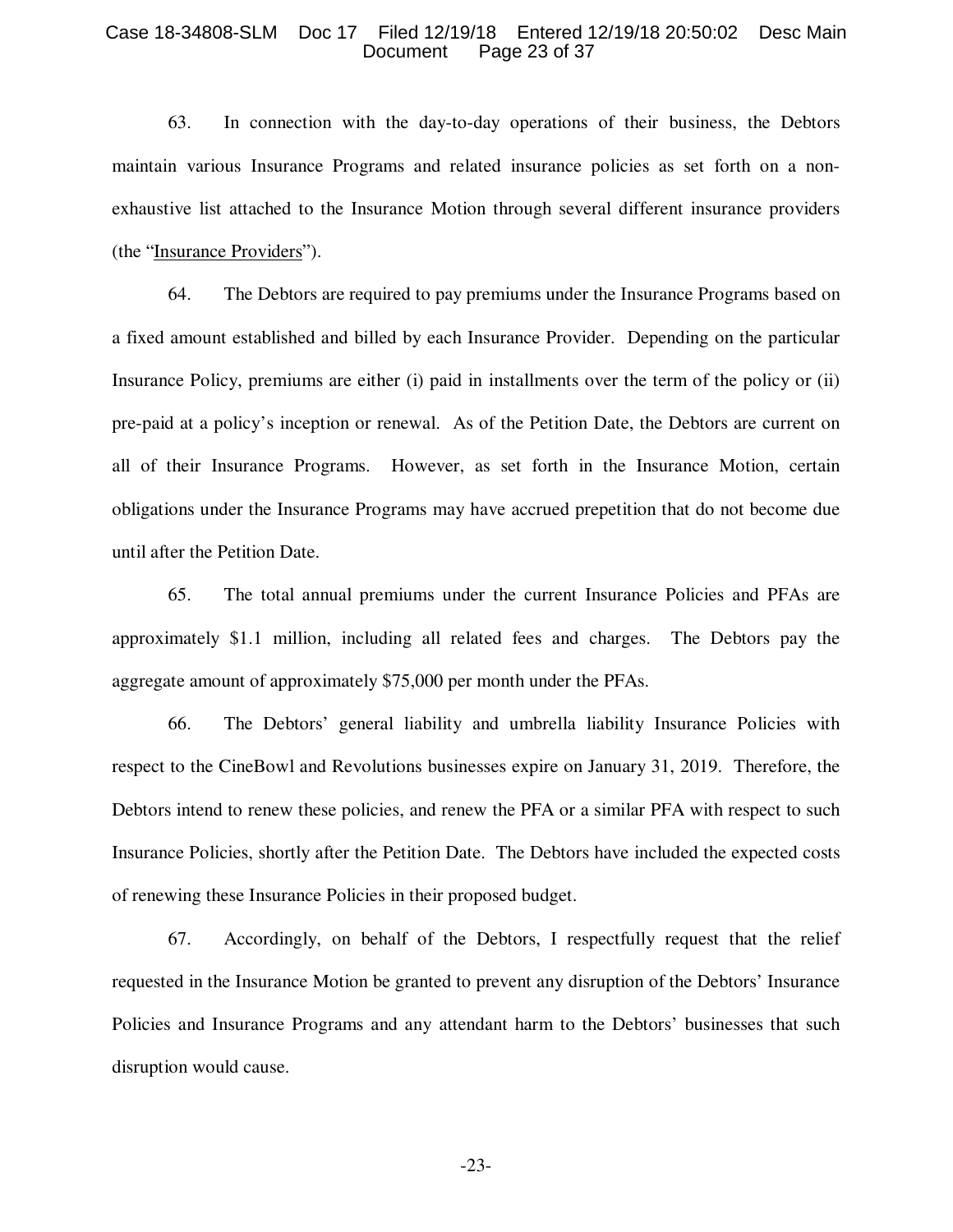63. In connection with the day-to-day operations of their business, the Debtors maintain various Insurance Programs and related insurance policies as set forth on a non-exhaustive list attached to the Insurance Motion through several different insurance providers (the "Insurance Providers").

64. The Debtors are required to pay premiums under the Insurance Programs based on a fixed amount established and billed by each Insurance Provider. Depending on the particular Insurance Policy, premiums are either (i) paid in installments over the term of the policy or (ii) pre-paid at a policy's inception or renewal. As of the Petition Date, the Debtors are current on all of their Insurance Programs. However, as set forth in the Insurance Motion, certain obligations under the Insurance Programs may have accrued prepetition that do not become due until after the Petition Date.

65. The total annual premiums under the current Insurance Policies and PFAs are approximately $1.1 million, including all related fees and charges. The Debtors pay the aggregate amount of approximately $75,000 per month under the PFAs.

66. The Debtors' general liability and umbrella liability Insurance Policies with respect to the CineBowl and Revolutions businesses expire on January 31, 2019. Therefore, the Debtors intend to renew these policies, and renew the PFA or a similar PFA with respect to such Insurance Policies, shortly after the Petition Date. The Debtors have included the expected costs of renewing these Insurance Policies in their proposed budget.

67. Accordingly, on behalf of the Debtors, I respectfully request that the relief requested in the Insurance Motion be granted to prevent any disruption of the Debtors' Insurance Policies and Insurance Programs and any attendant harm to the Debtors' businesses that such disruption would cause.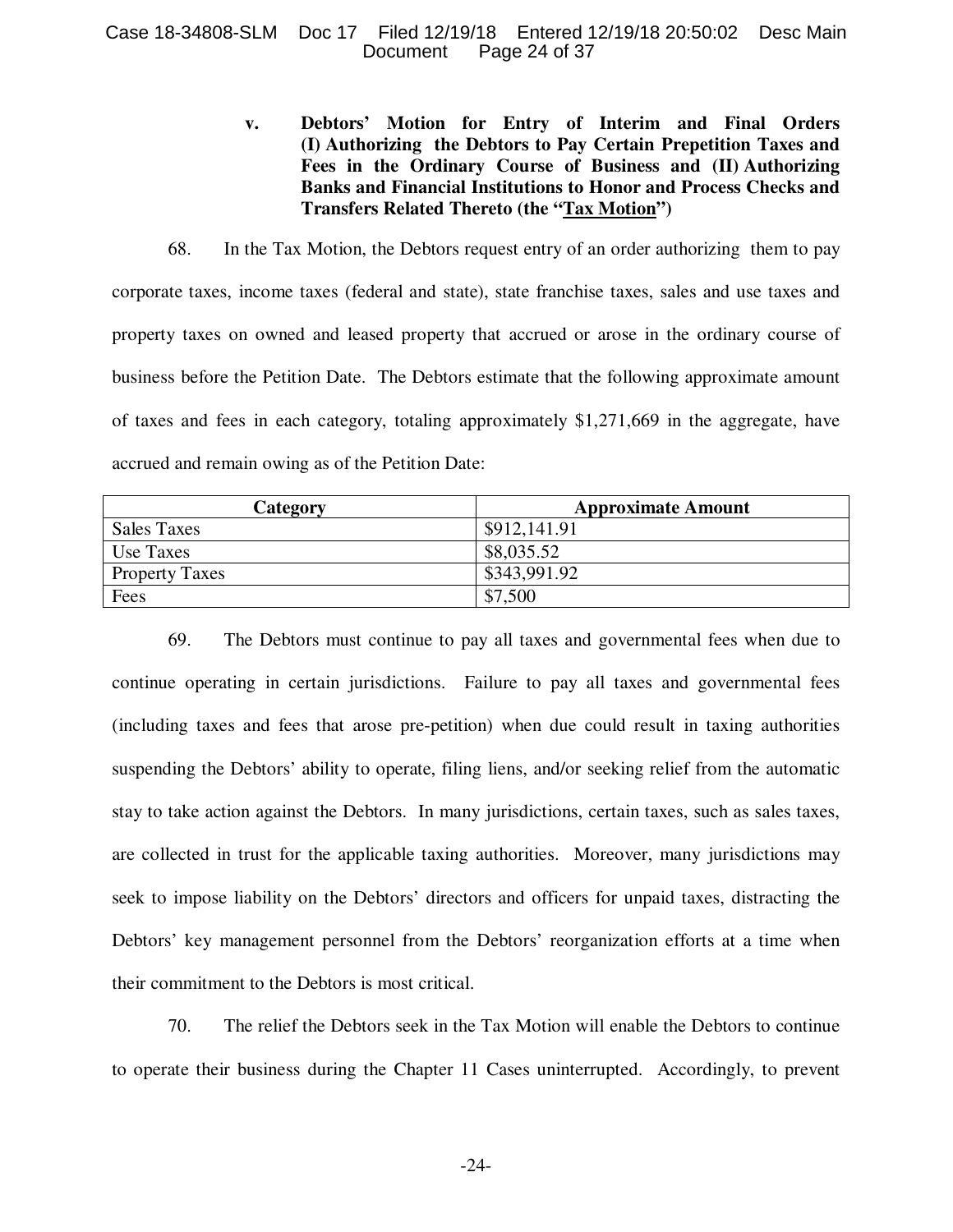**v. Debtors' Motion for Entry of Interim and Final Orders (I) Authorizing the Debtors to Pay Certain Prepetition Taxes and Fees in the Ordinary Course of Business and (II) Authorizing Banks and Financial Institutions to Honor and Process Checks and Transfers Related Thereto (the "Tax Motion")**

68. In the Tax Motion, the Debtors request entry of an order authorizing them to pay corporate taxes, income taxes (federal and state), state franchise taxes, sales and use taxes and property taxes on owned and leased property that accrued or arose in the ordinary course of business before the Petition Date. The Debtors estimate that the following approximate amount of taxes and fees in each category, totaling approximately $1,271,669 in the aggregate, have accrued and remain owing as of the Petition Date:

| Category | Approximate Amount |
|---|---|
| Sales Taxes | $912,141.91 |
| Use Taxes | $8,035.52 |
| Property Taxes | $343,991.92 |
| Fees | $7,500 |

69. The Debtors must continue to pay all taxes and governmental fees when due to continue operating in certain jurisdictions. Failure to pay all taxes and governmental fees (including taxes and fees that arose pre-petition) when due could result in taxing authorities suspending the Debtors' ability to operate, filing liens, and/or seeking relief from the automatic stay to take action against the Debtors. In many jurisdictions, certain taxes, such as sales taxes, are collected in trust for the applicable taxing authorities. Moreover, many jurisdictions may seek to impose liability on the Debtors' directors and officers for unpaid taxes, distracting the Debtors' key management personnel from the Debtors' reorganization efforts at a time when their commitment to the Debtors is most critical.

70. The relief the Debtors seek in the Tax Motion will enable the Debtors to continue to operate their business during the Chapter 11 Cases uninterrupted. Accordingly, to prevent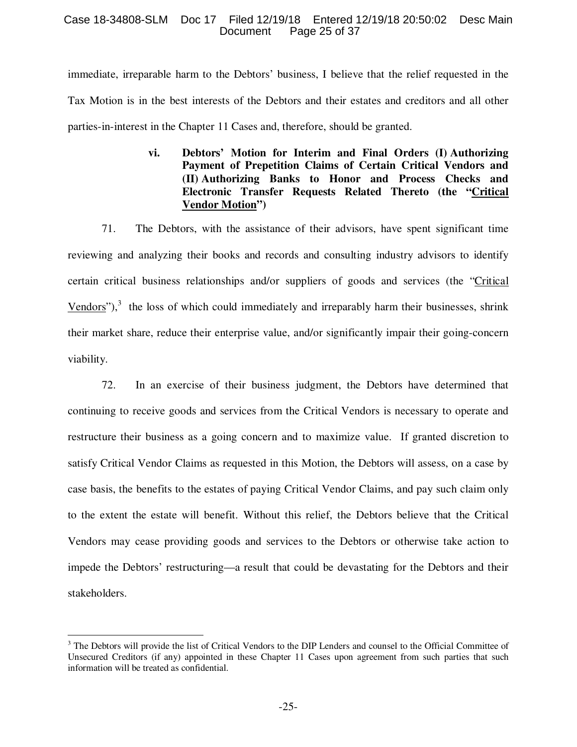immediate, irreparable harm to the Debtors' business, I believe that the relief requested in the Tax Motion is in the best interests of the Debtors and their estates and creditors and all other parties-in-interest in the Chapter 11 Cases and, therefore, should be granted.

### vi. Debtors' Motion for Interim and Final Orders (I) Authorizing Payment of Prepetition Claims of Certain Critical Vendors and (II) Authorizing Banks to Honor and Process Checks and Electronic Transfer Requests Related Thereto (the "Critical Vendor Motion")

71. The Debtors, with the assistance of their advisors, have spent significant time reviewing and analyzing their books and records and consulting industry advisors to identify certain critical business relationships and/or suppliers of goods and services (the "Critical Vendors"),[3] the loss of which could immediately and irreparably harm their businesses, shrink their market share, reduce their enterprise value, and/or significantly impair their going-concern viability.

72. In an exercise of their business judgment, the Debtors have determined that continuing to receive goods and services from the Critical Vendors is necessary to operate and restructure their business as a going concern and to maximize value. If granted discretion to satisfy Critical Vendor Claims as requested in this Motion, the Debtors will assess, on a case by case basis, the benefits to the estates of paying Critical Vendor Claims, and pay such claim only to the extent the estate will benefit. Without this relief, the Debtors believe that the Critical Vendors may cease providing goods and services to the Debtors or otherwise take action to impede the Debtors' restructuring—a result that could be devastating for the Debtors and their stakeholders.

[3] The Debtors will provide the list of Critical Vendors to the DIP Lenders and counsel to the Official Committee of Unsecured Creditors (if any) appointed in these Chapter 11 Cases upon agreement from such parties that such information will be treated as confidential.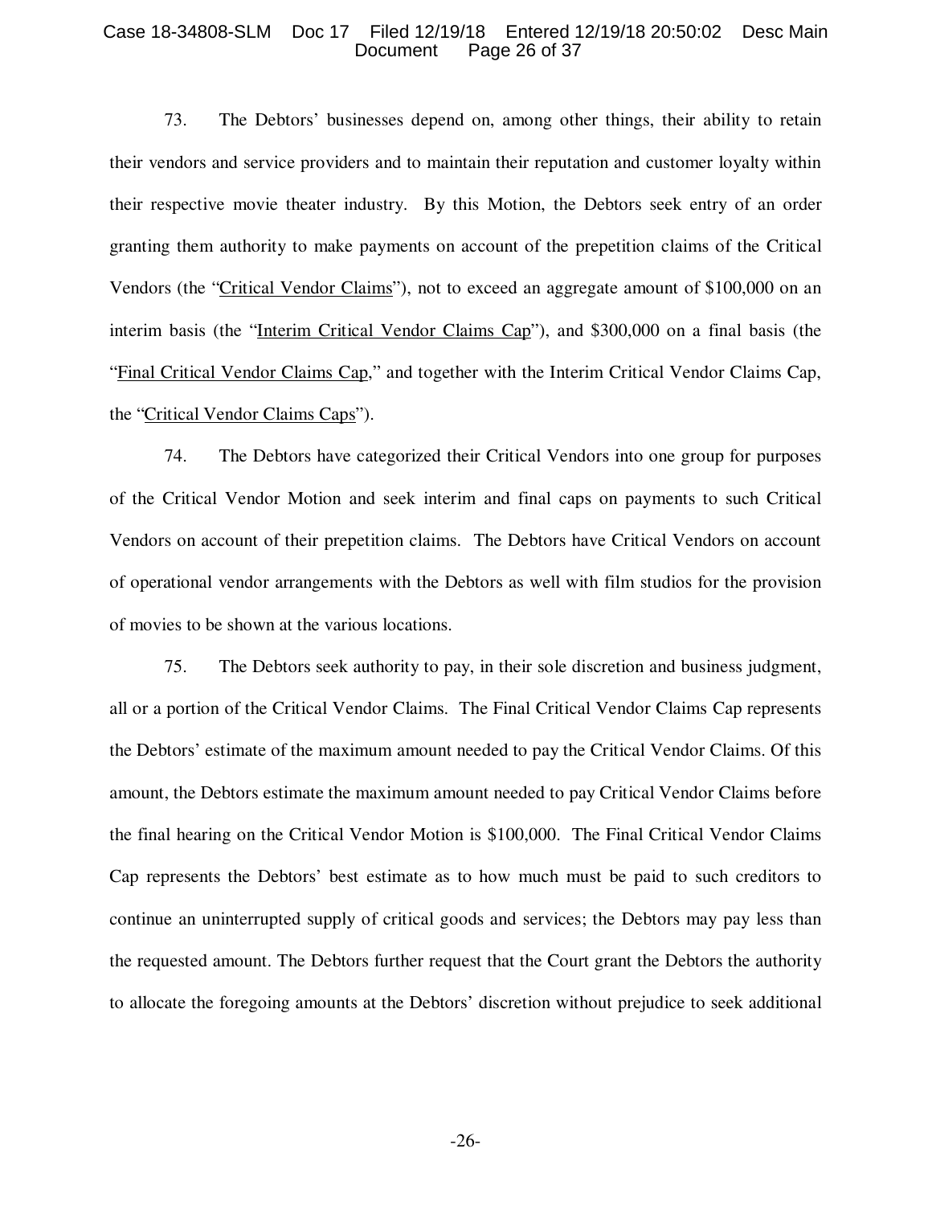73. The Debtors' businesses depend on, among other things, their ability to retain their vendors and service providers and to maintain their reputation and customer loyalty within their respective movie theater industry. By this Motion, the Debtors seek entry of an order granting them authority to make payments on account of the prepetition claims of the Critical Vendors (the "Critical Vendor Claims"), not to exceed an aggregate amount of $100,000 on an interim basis (the "Interim Critical Vendor Claims Cap"), and $300,000 on a final basis (the "Final Critical Vendor Claims Cap," and together with the Interim Critical Vendor Claims Cap, the "Critical Vendor Claims Caps").

74. The Debtors have categorized their Critical Vendors into one group for purposes of the Critical Vendor Motion and seek interim and final caps on payments to such Critical Vendors on account of their prepetition claims. The Debtors have Critical Vendors on account of operational vendor arrangements with the Debtors as well with film studios for the provision of movies to be shown at the various locations.

75. The Debtors seek authority to pay, in their sole discretion and business judgment, all or a portion of the Critical Vendor Claims. The Final Critical Vendor Claims Cap represents the Debtors' estimate of the maximum amount needed to pay the Critical Vendor Claims. Of this amount, the Debtors estimate the maximum amount needed to pay Critical Vendor Claims before the final hearing on the Critical Vendor Motion is $100,000. The Final Critical Vendor Claims Cap represents the Debtors' best estimate as to how much must be paid to such creditors to continue an uninterrupted supply of critical goods and services; the Debtors may pay less than the requested amount. The Debtors further request that the Court grant the Debtors the authority to allocate the foregoing amounts at the Debtors' discretion without prejudice to seek additional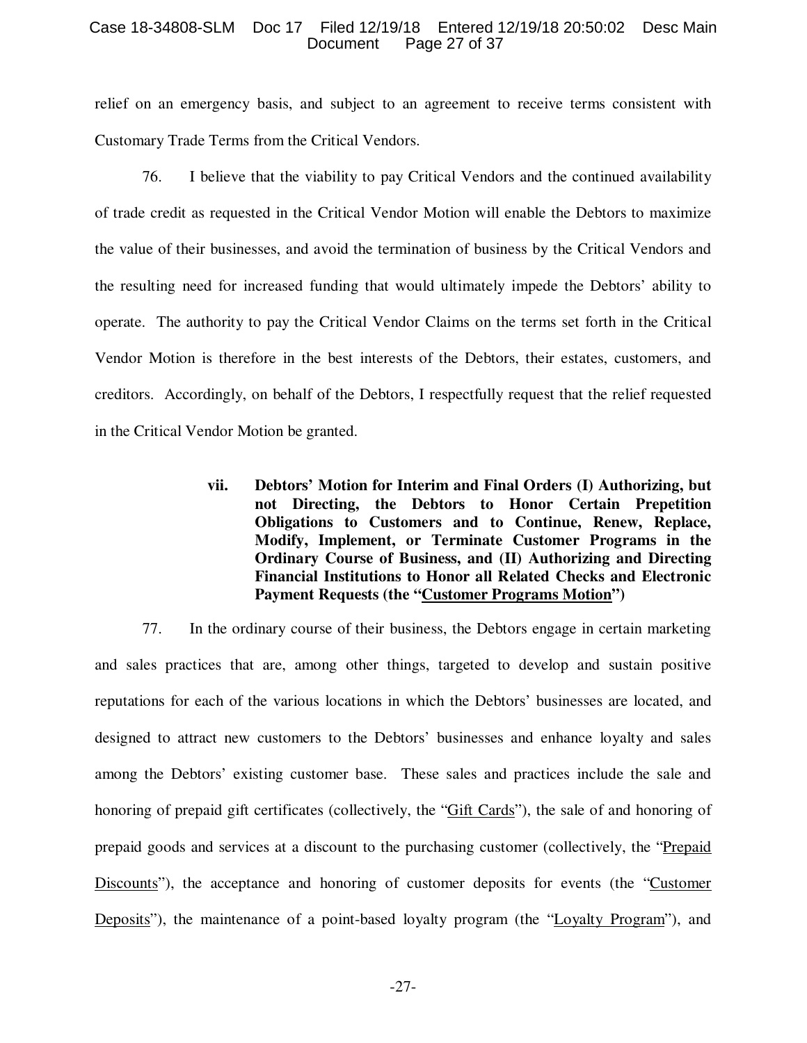relief on an emergency basis, and subject to an agreement to receive terms consistent with Customary Trade Terms from the Critical Vendors.

76. I believe that the viability to pay Critical Vendors and the continued availability of trade credit as requested in the Critical Vendor Motion will enable the Debtors to maximize the value of their businesses, and avoid the termination of business by the Critical Vendors and the resulting need for increased funding that would ultimately impede the Debtors' ability to operate. The authority to pay the Critical Vendor Claims on the terms set forth in the Critical Vendor Motion is therefore in the best interests of the Debtors, their estates, customers, and creditors. Accordingly, on behalf of the Debtors, I respectfully request that the relief requested in the Critical Vendor Motion be granted.

#### vii. Debtors' Motion for Interim and Final Orders (I) Authorizing, but not Directing, the Debtors to Honor Certain Prepetition Obligations to Customers and to Continue, Renew, Replace, Modify, Implement, or Terminate Customer Programs in the Ordinary Course of Business, and (II) Authorizing and Directing Financial Institutions to Honor all Related Checks and Electronic Payment Requests (the "Customer Programs Motion")

77. In the ordinary course of their business, the Debtors engage in certain marketing and sales practices that are, among other things, targeted to develop and sustain positive reputations for each of the various locations in which the Debtors' businesses are located, and designed to attract new customers to the Debtors' businesses and enhance loyalty and sales among the Debtors' existing customer base. These sales and practices include the sale and honoring of prepaid gift certificates (collectively, the "Gift Cards"), the sale of and honoring of prepaid goods and services at a discount to the purchasing customer (collectively, the "Prepaid Discounts"), the acceptance and honoring of customer deposits for events (the "Customer Deposits"), the maintenance of a point-based loyalty program (the "Loyalty Program"), and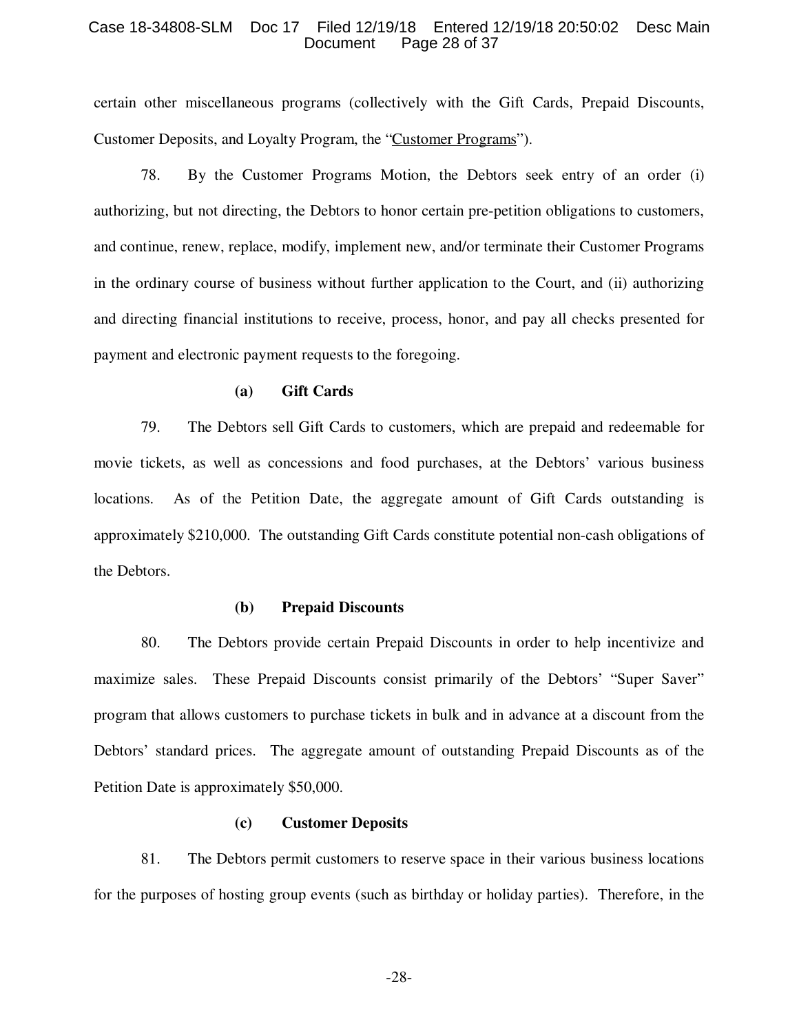certain other miscellaneous programs (collectively with the Gift Cards, Prepaid Discounts, Customer Deposits, and Loyalty Program, the "Customer Programs").

78. By the Customer Programs Motion, the Debtors seek entry of an order (i) authorizing, but not directing, the Debtors to honor certain pre-petition obligations to customers, and continue, renew, replace, modify, implement new, and/or terminate their Customer Programs in the ordinary course of business without further application to the Court, and (ii) authorizing and directing financial institutions to receive, process, honor, and pay all checks presented for payment and electronic payment requests to the foregoing.

**(a) Gift Cards**

79. The Debtors sell Gift Cards to customers, which are prepaid and redeemable for movie tickets, as well as concessions and food purchases, at the Debtors' various business locations. As of the Petition Date, the aggregate amount of Gift Cards outstanding is approximately $210,000. The outstanding Gift Cards constitute potential non-cash obligations of the Debtors.

**(b) Prepaid Discounts**

80. The Debtors provide certain Prepaid Discounts in order to help incentivize and maximize sales. These Prepaid Discounts consist primarily of the Debtors' "Super Saver" program that allows customers to purchase tickets in bulk and in advance at a discount from the Debtors' standard prices. The aggregate amount of outstanding Prepaid Discounts as of the Petition Date is approximately $50,000.

**(c) Customer Deposits**

81. The Debtors permit customers to reserve space in their various business locations for the purposes of hosting group events (such as birthday or holiday parties). Therefore, in the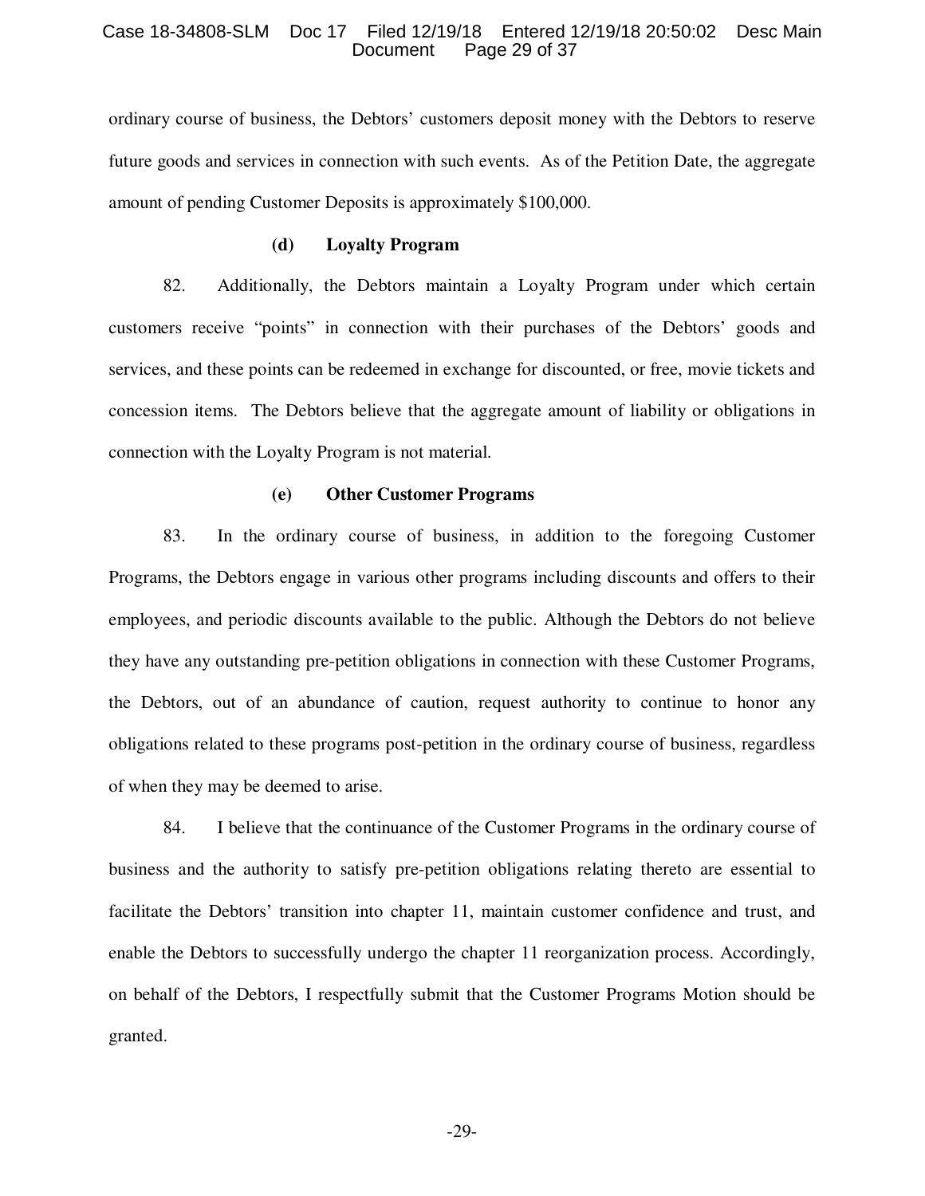ordinary course of business, the Debtors' customers deposit money with the Debtors to reserve future goods and services in connection with such events. As of the Petition Date, the aggregate amount of pending Customer Deposits is approximately $100,000.

### (d) Loyalty Program

82. Additionally, the Debtors maintain a Loyalty Program under which certain customers receive "points" in connection with their purchases of the Debtors' goods and services, and these points can be redeemed in exchange for discounted, or free, movie tickets and concession items. The Debtors believe that the aggregate amount of liability or obligations in connection with the Loyalty Program is not material.

### (e) Other Customer Programs

83. In the ordinary course of business, in addition to the foregoing Customer Programs, the Debtors engage in various other programs including discounts and offers to their employees, and periodic discounts available to the public. Although the Debtors do not believe they have any outstanding pre-petition obligations in connection with these Customer Programs, the Debtors, out of an abundance of caution, request authority to continue to honor any obligations related to these programs post-petition in the ordinary course of business, regardless of when they may be deemed to arise.

84. I believe that the continuance of the Customer Programs in the ordinary course of business and the authority to satisfy pre-petition obligations relating thereto are essential to facilitate the Debtors' transition into chapter 11, maintain customer confidence and trust, and enable the Debtors to successfully undergo the chapter 11 reorganization process. Accordingly, on behalf of the Debtors, I respectfully submit that the Customer Programs Motion should be granted.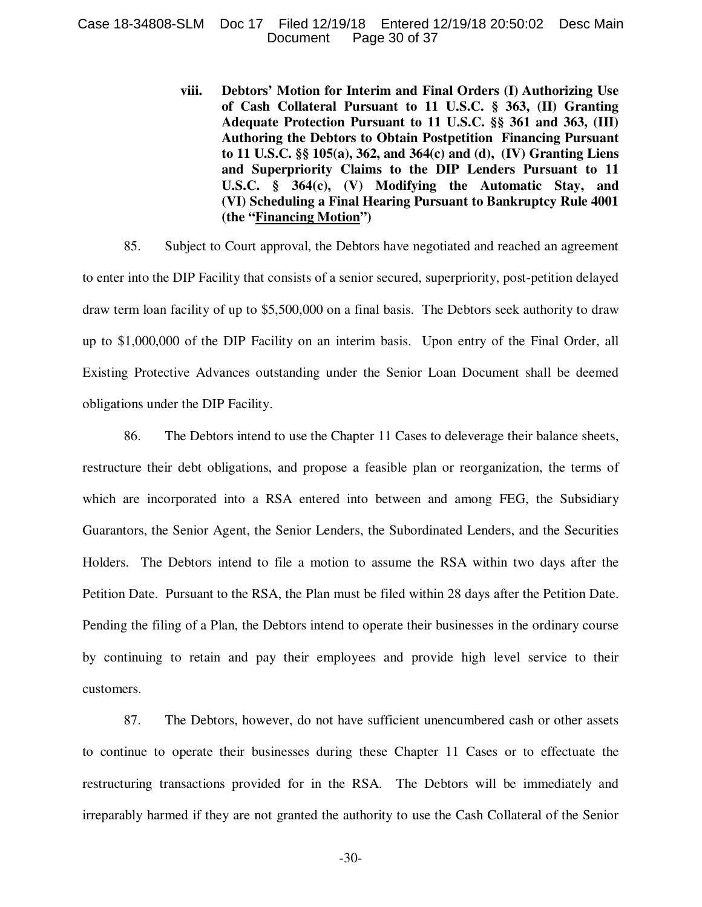**viii. Debtors' Motion for Interim and Final Orders (I) Authorizing Use of Cash Collateral Pursuant to 11 U.S.C. § 363, (II) Granting Adequate Protection Pursuant to 11 U.S.C. §§ 361 and 363, (III) Authoring the Debtors to Obtain Postpetition Financing Pursuant to 11 U.S.C. §§ 105(a), 362, and 364(c) and (d), (IV) Granting Liens and Superpriority Claims to the DIP Lenders Pursuant to 11 U.S.C. § 364(c), (V) Modifying the Automatic Stay, and (VI) Scheduling a Final Hearing Pursuant to Bankruptcy Rule 4001 (the "Financing Motion")**

85. Subject to Court approval, the Debtors have negotiated and reached an agreement to enter into the DIP Facility that consists of a senior secured, superpriority, post-petition delayed draw term loan facility of up to $5,500,000 on a final basis. The Debtors seek authority to draw up to $1,000,000 of the DIP Facility on an interim basis. Upon entry of the Final Order, all Existing Protective Advances outstanding under the Senior Loan Document shall be deemed obligations under the DIP Facility.

86. The Debtors intend to use the Chapter 11 Cases to deleverage their balance sheets, restructure their debt obligations, and propose a feasible plan or reorganization, the terms of which are incorporated into a RSA entered into between and among FEG, the Subsidiary Guarantors, the Senior Agent, the Senior Lenders, the Subordinated Lenders, and the Securities Holders. The Debtors intend to file a motion to assume the RSA within two days after the Petition Date. Pursuant to the RSA, the Plan must be filed within 28 days after the Petition Date. Pending the filing of a Plan, the Debtors intend to operate their businesses in the ordinary course by continuing to retain and pay their employees and provide high level service to their customers.

87. The Debtors, however, do not have sufficient unencumbered cash or other assets to continue to operate their businesses during these Chapter 11 Cases or to effectuate the restructuring transactions provided for in the RSA. The Debtors will be immediately and irreparably harmed if they are not granted the authority to use the Cash Collateral of the Senior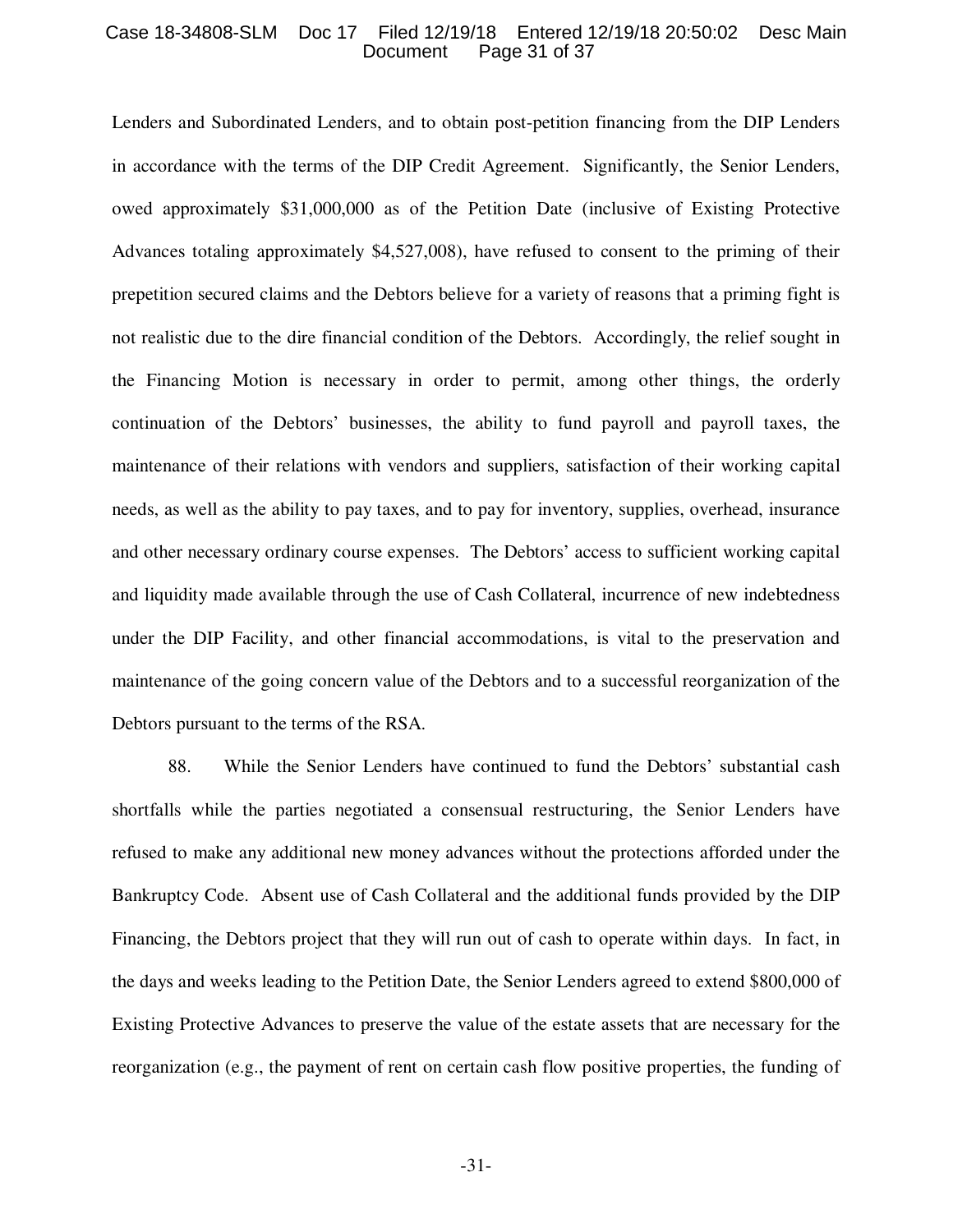Lenders and Subordinated Lenders, and to obtain post-petition financing from the DIP Lenders in accordance with the terms of the DIP Credit Agreement. Significantly, the Senior Lenders, owed approximately $31,000,000 as of the Petition Date (inclusive of Existing Protective Advances totaling approximately $4,527,008), have refused to consent to the priming of their prepetition secured claims and the Debtors believe for a variety of reasons that a priming fight is not realistic due to the dire financial condition of the Debtors. Accordingly, the relief sought in the Financing Motion is necessary in order to permit, among other things, the orderly continuation of the Debtors' businesses, the ability to fund payroll and payroll taxes, the maintenance of their relations with vendors and suppliers, satisfaction of their working capital needs, as well as the ability to pay taxes, and to pay for inventory, supplies, overhead, insurance and other necessary ordinary course expenses. The Debtors' access to sufficient working capital and liquidity made available through the use of Cash Collateral, incurrence of new indebtedness under the DIP Facility, and other financial accommodations, is vital to the preservation and maintenance of the going concern value of the Debtors and to a successful reorganization of the Debtors pursuant to the terms of the RSA.

88. While the Senior Lenders have continued to fund the Debtors' substantial cash shortfalls while the parties negotiated a consensual restructuring, the Senior Lenders have refused to make any additional new money advances without the protections afforded under the Bankruptcy Code. Absent use of Cash Collateral and the additional funds provided by the DIP Financing, the Debtors project that they will run out of cash to operate within days. In fact, in the days and weeks leading to the Petition Date, the Senior Lenders agreed to extend $800,000 of Existing Protective Advances to preserve the value of the estate assets that are necessary for the reorganization (e.g., the payment of rent on certain cash flow positive properties, the funding of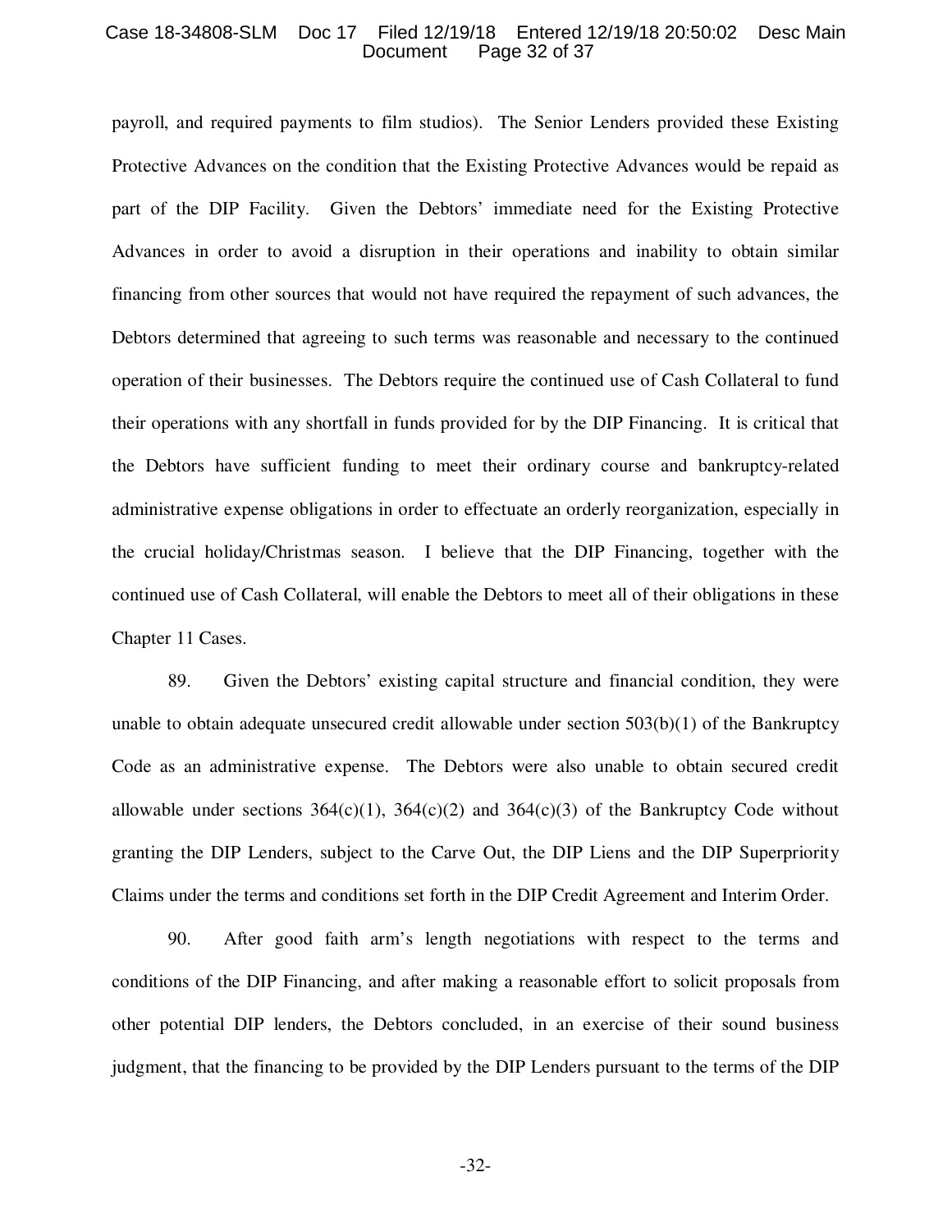payroll, and required payments to film studios). The Senior Lenders provided these Existing Protective Advances on the condition that the Existing Protective Advances would be repaid as part of the DIP Facility. Given the Debtors' immediate need for the Existing Protective Advances in order to avoid a disruption in their operations and inability to obtain similar financing from other sources that would not have required the repayment of such advances, the Debtors determined that agreeing to such terms was reasonable and necessary to the continued operation of their businesses. The Debtors require the continued use of Cash Collateral to fund their operations with any shortfall in funds provided for by the DIP Financing. It is critical that the Debtors have sufficient funding to meet their ordinary course and bankruptcy-related administrative expense obligations in order to effectuate an orderly reorganization, especially in the crucial holiday/Christmas season. I believe that the DIP Financing, together with the continued use of Cash Collateral, will enable the Debtors to meet all of their obligations in these Chapter 11 Cases.

89. Given the Debtors' existing capital structure and financial condition, they were unable to obtain adequate unsecured credit allowable under section 503(b)(1) of the Bankruptcy Code as an administrative expense. The Debtors were also unable to obtain secured credit allowable under sections 364(c)(1), 364(c)(2) and 364(c)(3) of the Bankruptcy Code without granting the DIP Lenders, subject to the Carve Out, the DIP Liens and the DIP Superpriority Claims under the terms and conditions set forth in the DIP Credit Agreement and Interim Order.

90. After good faith arm's length negotiations with respect to the terms and conditions of the DIP Financing, and after making a reasonable effort to solicit proposals from other potential DIP lenders, the Debtors concluded, in an exercise of their sound business judgment, that the financing to be provided by the DIP Lenders pursuant to the terms of the DIP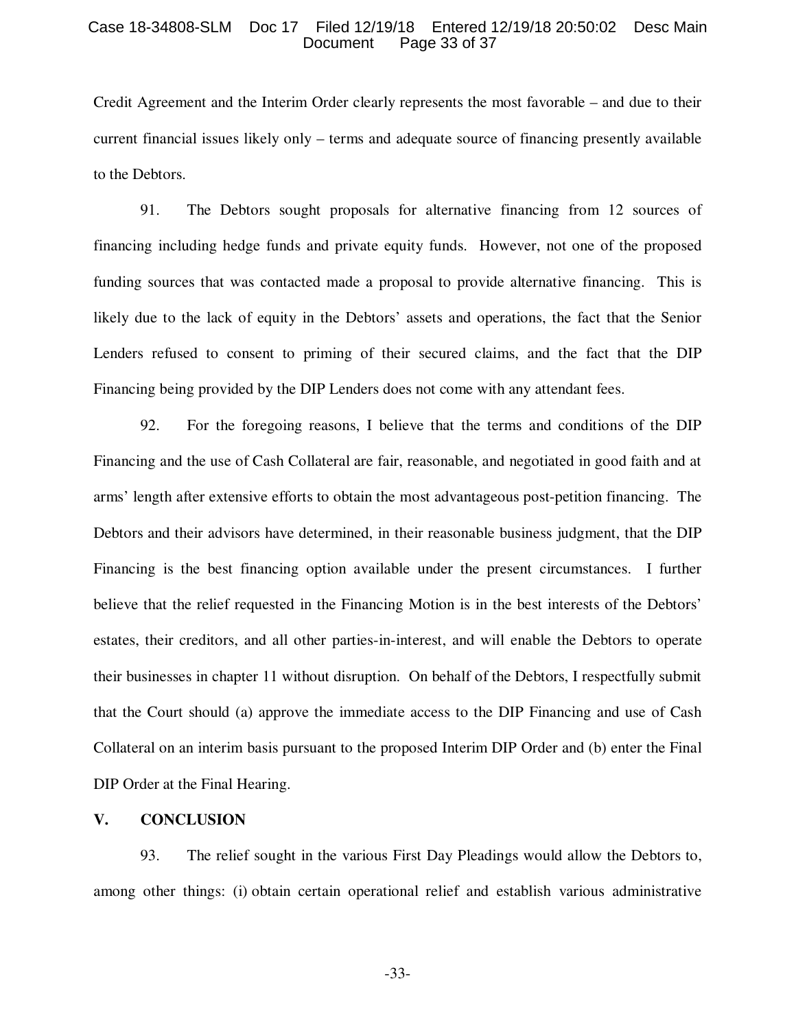Credit Agreement and the Interim Order clearly represents the most favorable – and due to their current financial issues likely only – terms and adequate source of financing presently available to the Debtors.

91. The Debtors sought proposals for alternative financing from 12 sources of financing including hedge funds and private equity funds. However, not one of the proposed funding sources that was contacted made a proposal to provide alternative financing. This is likely due to the lack of equity in the Debtors' assets and operations, the fact that the Senior Lenders refused to consent to priming of their secured claims, and the fact that the DIP Financing being provided by the DIP Lenders does not come with any attendant fees.

92. For the foregoing reasons, I believe that the terms and conditions of the DIP Financing and the use of Cash Collateral are fair, reasonable, and negotiated in good faith and at arms' length after extensive efforts to obtain the most advantageous post-petition financing. The Debtors and their advisors have determined, in their reasonable business judgment, that the DIP Financing is the best financing option available under the present circumstances. I further believe that the relief requested in the Financing Motion is in the best interests of the Debtors' estates, their creditors, and all other parties-in-interest, and will enable the Debtors to operate their businesses in chapter 11 without disruption. On behalf of the Debtors, I respectfully submit that the Court should (a) approve the immediate access to the DIP Financing and use of Cash Collateral on an interim basis pursuant to the proposed Interim DIP Order and (b) enter the Final DIP Order at the Final Hearing.

## V. CONCLUSION

93. The relief sought in the various First Day Pleadings would allow the Debtors to, among other things: (i) obtain certain operational relief and establish various administrative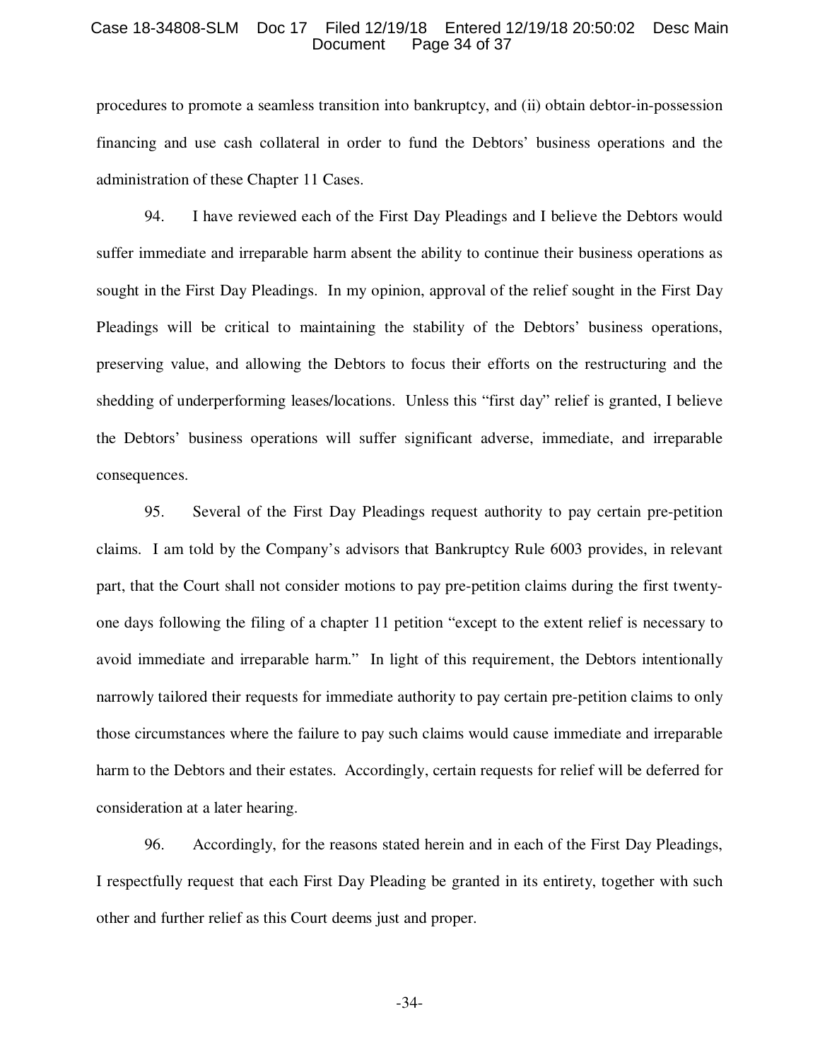procedures to promote a seamless transition into bankruptcy, and (ii) obtain debtor-in-possession financing and use cash collateral in order to fund the Debtors' business operations and the administration of these Chapter 11 Cases.

94. I have reviewed each of the First Day Pleadings and I believe the Debtors would suffer immediate and irreparable harm absent the ability to continue their business operations as sought in the First Day Pleadings. In my opinion, approval of the relief sought in the First Day Pleadings will be critical to maintaining the stability of the Debtors' business operations, preserving value, and allowing the Debtors to focus their efforts on the restructuring and the shedding of underperforming leases/locations. Unless this "first day" relief is granted, I believe the Debtors' business operations will suffer significant adverse, immediate, and irreparable consequences.

95. Several of the First Day Pleadings request authority to pay certain pre-petition claims. I am told by the Company's advisors that Bankruptcy Rule 6003 provides, in relevant part, that the Court shall not consider motions to pay pre-petition claims during the first twenty-one days following the filing of a chapter 11 petition "except to the extent relief is necessary to avoid immediate and irreparable harm." In light of this requirement, the Debtors intentionally narrowly tailored their requests for immediate authority to pay certain pre-petition claims to only those circumstances where the failure to pay such claims would cause immediate and irreparable harm to the Debtors and their estates. Accordingly, certain requests for relief will be deferred for consideration at a later hearing.

96. Accordingly, for the reasons stated herein and in each of the First Day Pleadings, I respectfully request that each First Day Pleading be granted in its entirety, together with such other and further relief as this Court deems just and proper.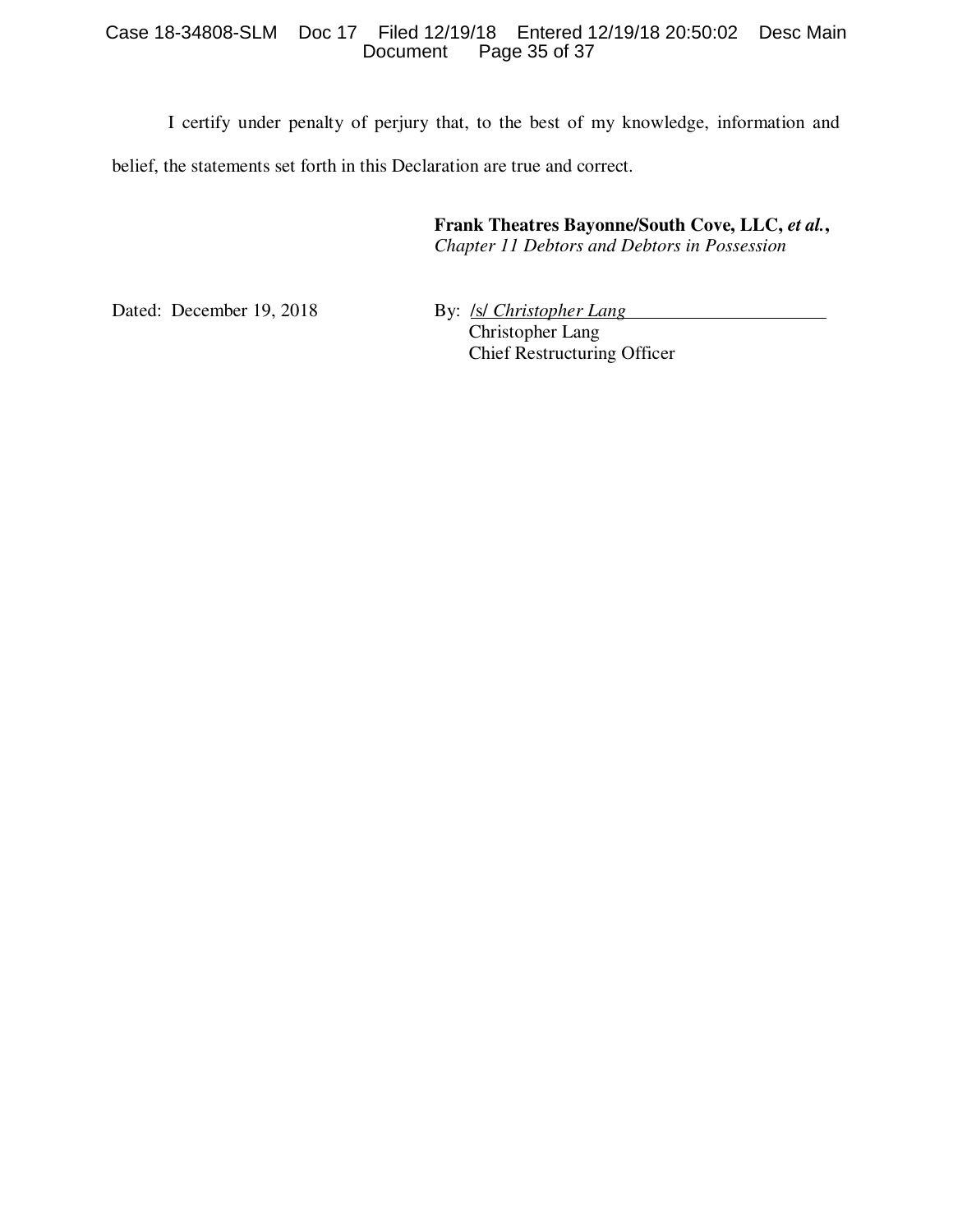I certify under penalty of perjury that, to the best of my knowledge, information and belief, the statements set forth in this Declaration are true and correct.

**Frank Theatres Bayonne/South Cove, LLC, *et al.*,**
*Chapter 11 Debtors and Debtors in Possession*

Dated: December 19, 2018

By: /s/ *Christopher Lang*
Christopher Lang
Chief Restructuring Officer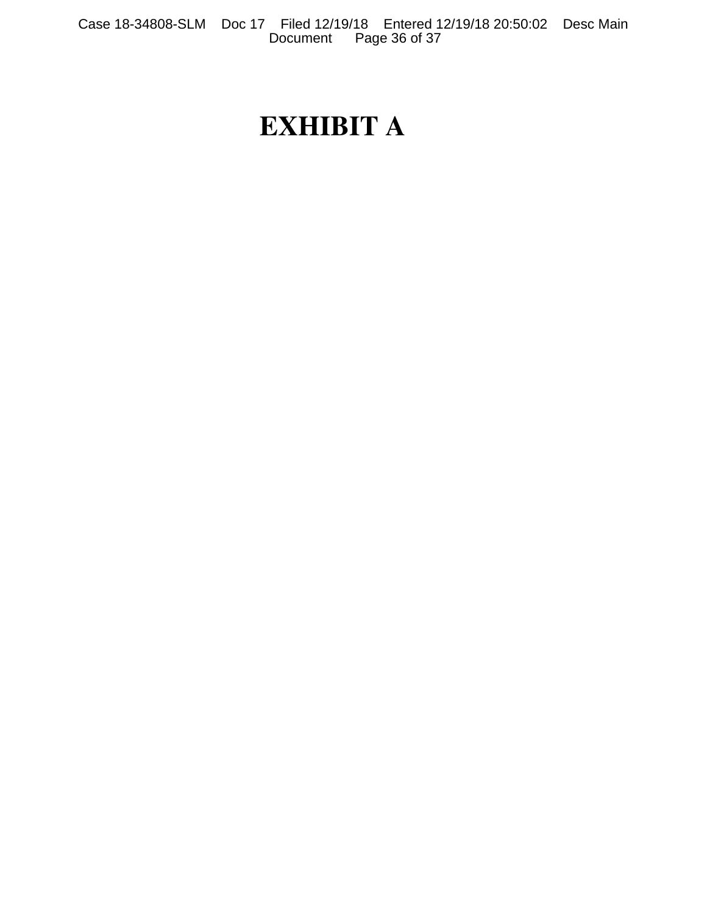# EXHIBIT A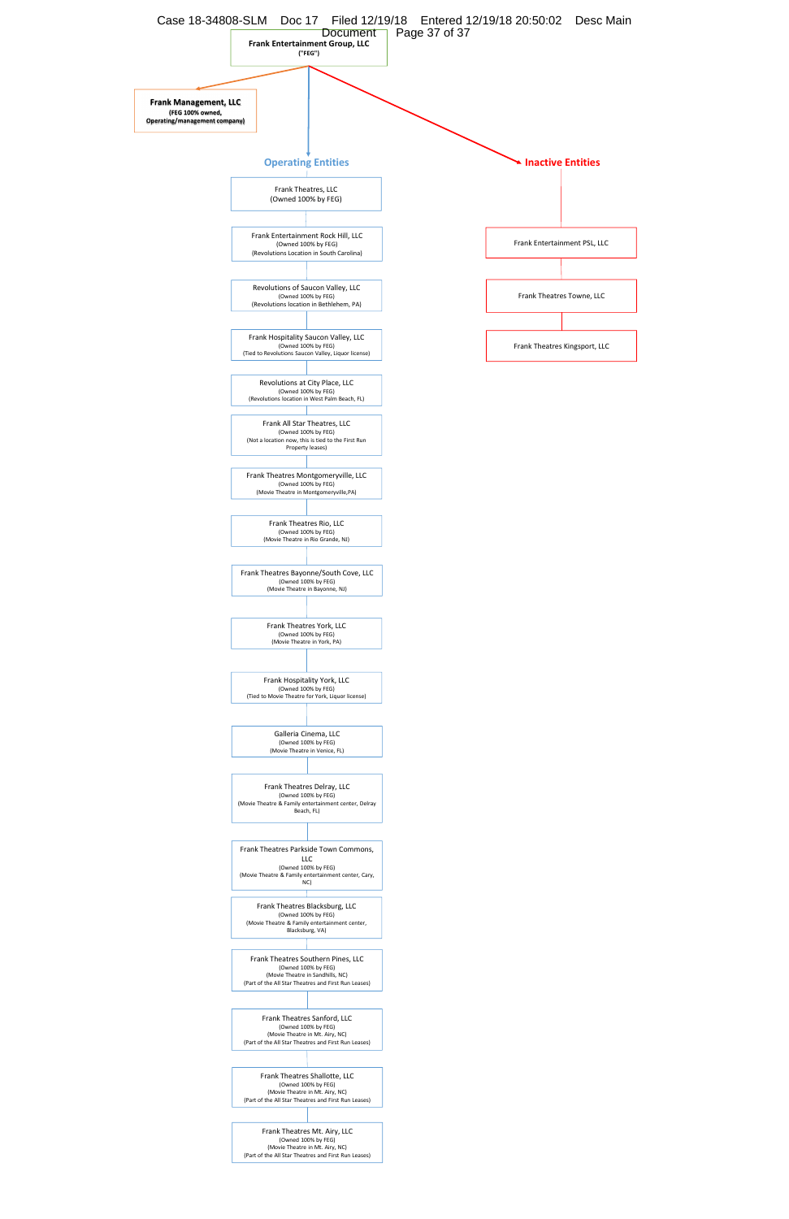**Frank Entertainment Group, LLC**
**("FEG")**

**Frank Management, LLC**
**(FEG 100% owned, Operating/management company)**

## Operating Entities

Frank Theatres, LLC
(Owned 100% by FEG)

Frank Entertainment Rock Hill, LLC
(Owned 100% by FEG)
(Revolutions Location in South Carolina)

Revolutions of Saucon Valley, LLC
(Owned 100% by FEG)
(Revolutions location in Bethlehem, PA)

Frank Hospitality Saucon Valley, LLC
(Owned 100% by FEG)
(Tied to Revolutions Saucon Valley, Liquor license)

Revolutions at City Place, LLC
(Owned 100% by FEG)
(Revolutions location in West Palm Beach, FL)

Frank All Star Theatres, LLC
(Owned 100% by FEG)
(Not a location now, this is tied to the First Run Property leases)

Frank Theatres Montgomeryville, LLC
(Owned 100% by FEG)
(Movie Theatre in Montgomeryville,PA)

Frank Theatres Rio, LLC
(Owned 100% by FEG)
(Movie Theatre in Rio Grande, NJ)

Frank Theatres Bayonne/South Cove, LLC
(Owned 100% by FEG)
(Movie Theatre in Bayonne, NJ)

Frank Theatres York, LLC
(Owned 100% by FEG)
(Movie Theatre in York, PA)

Frank Hospitality York, LLC
(Owned 100% by FEG)
(Tied to Movie Theatre for York, Liquor license)

Galleria Cinema, LLC
(Owned 100% by FEG)
(Movie Theatre in Venice, FL)

Frank Theatres Delray, LLC
(Owned 100% by FEG)
(Movie Theatre & Family entertainment center, Delray Beach, FL)

Frank Theatres Parkside Town Commons, LLC
(Owned 100% by FEG)
(Movie Theatre & Family entertainment center, Cary, NC)

Frank Theatres Blacksburg, LLC
(Owned 100% by FEG)
(Movie Theatre & Family entertainment center, Blacksburg, VA)

Frank Theatres Southern Pines, LLC
(Owned 100% by FEG)
(Movie Theatre in Sandhills, NC)
(Part of the All Star Theatres and First Run Leases)

Frank Theatres Sanford, LLC
(Owned 100% by FEG)
(Movie Theatre in Mt. Airy, NC)
(Part of the All Star Theatres and First Run Leases)

Frank Theatres Shallotte, LLC
(Owned 100% by FEG)
(Movie Theatre in Mt. Airy, NC)
(Part of the All Star Theatres and First Run Leases)

Frank Theatres Mt. Airy, LLC
(Owned 100% by FEG)
(Movie Theatre in Mt. Airy, NC)
(Part of the All Star Theatres and First Run Leases)

## Inactive Entities

Frank Entertainment PSL, LLC

Frank Theatres Towne, LLC

Frank Theatres Kingsport, LLC